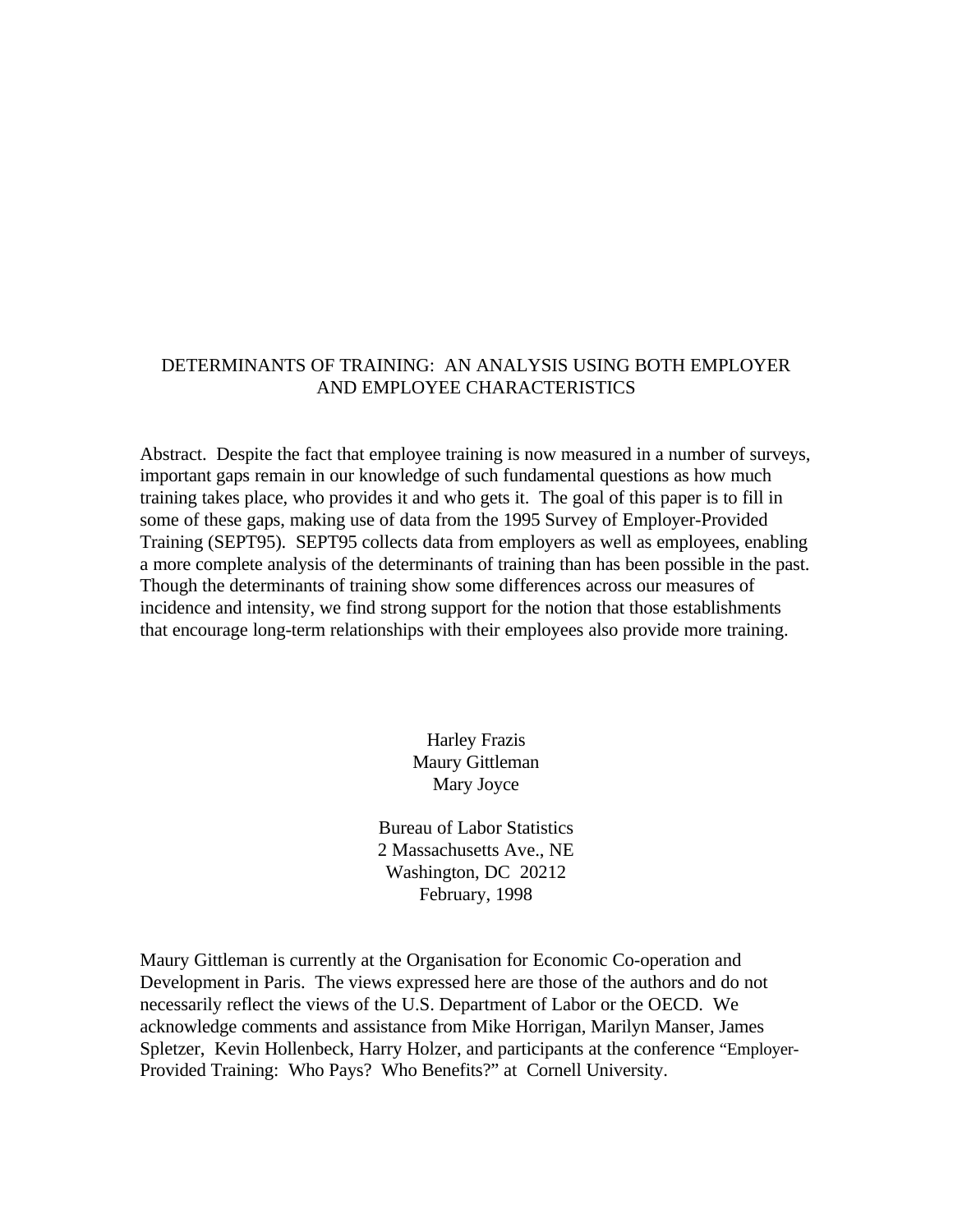# DETERMINANTS OF TRAINING: AN ANALYSIS USING BOTH EMPLOYER AND EMPLOYEE CHARACTERISTICS

Abstract. Despite the fact that employee training is now measured in a number of surveys, important gaps remain in our knowledge of such fundamental questions as how much training takes place, who provides it and who gets it. The goal of this paper is to fill in some of these gaps, making use of data from the 1995 Survey of Employer-Provided Training (SEPT95). SEPT95 collects data from employers as well as employees, enabling a more complete analysis of the determinants of training than has been possible in the past. Though the determinants of training show some differences across our measures of incidence and intensity, we find strong support for the notion that those establishments that encourage long-term relationships with their employees also provide more training.

Harley Frazis
Maury Gittleman
Mary Joyce

Bureau of Labor Statistics
2 Massachusetts Ave., NE
Washington, DC 20212
February, 1998

Maury Gittleman is currently at the Organisation for Economic Co-operation and Development in Paris. The views expressed here are those of the authors and do not necessarily reflect the views of the U.S. Department of Labor or the OECD. We acknowledge comments and assistance from Mike Horrigan, Marilyn Manser, James Spletzer, Kevin Hollenbeck, Harry Holzer, and participants at the conference "Employer-Provided Training: Who Pays? Who Benefits?" at Cornell University.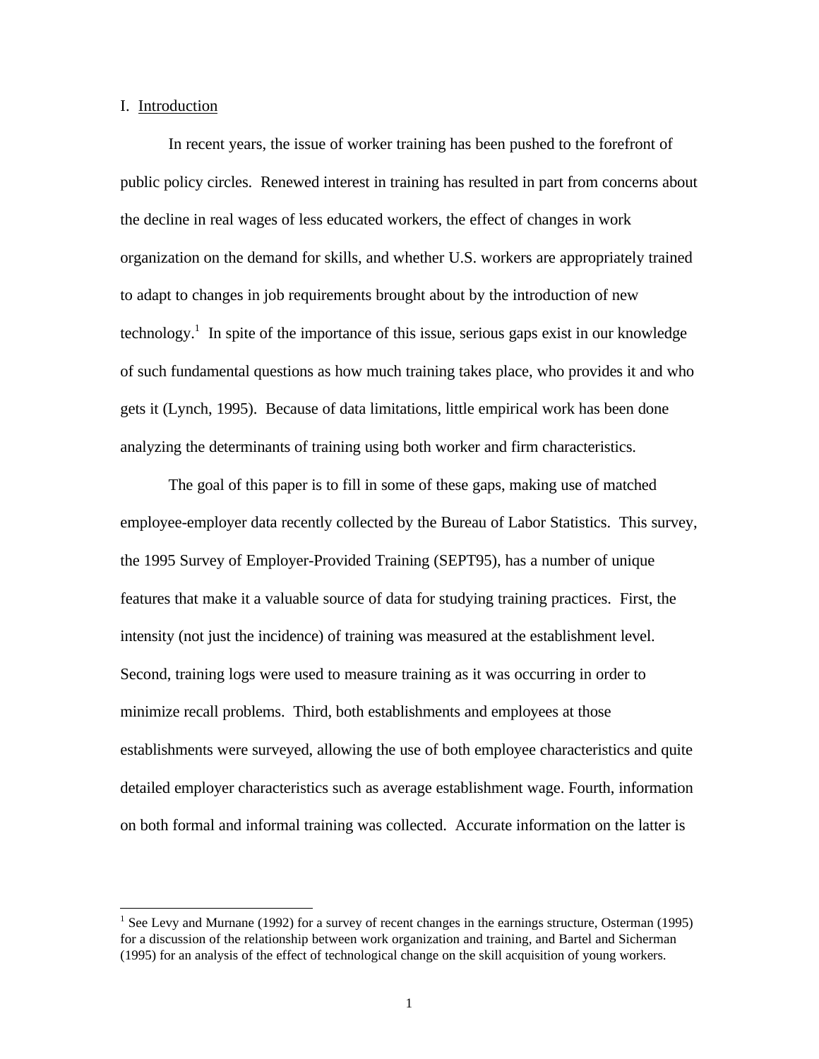## I. Introduction

In recent years, the issue of worker training has been pushed to the forefront of public policy circles. Renewed interest in training has resulted in part from concerns about the decline in real wages of less educated workers, the effect of changes in work organization on the demand for skills, and whether U.S. workers are appropriately trained to adapt to changes in job requirements brought about by the introduction of new technology.[1] In spite of the importance of this issue, serious gaps exist in our knowledge of such fundamental questions as how much training takes place, who provides it and who gets it (Lynch, 1995). Because of data limitations, little empirical work has been done analyzing the determinants of training using both worker and firm characteristics.

The goal of this paper is to fill in some of these gaps, making use of matched employee-employer data recently collected by the Bureau of Labor Statistics. This survey, the 1995 Survey of Employer-Provided Training (SEPT95), has a number of unique features that make it a valuable source of data for studying training practices. First, the intensity (not just the incidence) of training was measured at the establishment level. Second, training logs were used to measure training as it was occurring in order to minimize recall problems. Third, both establishments and employees at those establishments were surveyed, allowing the use of both employee characteristics and quite detailed employer characteristics such as average establishment wage. Fourth, information on both formal and informal training was collected. Accurate information on the latter is

[1] See Levy and Murnane (1992) for a survey of recent changes in the earnings structure, Osterman (1995) for a discussion of the relationship between work organization and training, and Bartel and Sicherman (1995) for an analysis of the effect of technological change on the skill acquisition of young workers.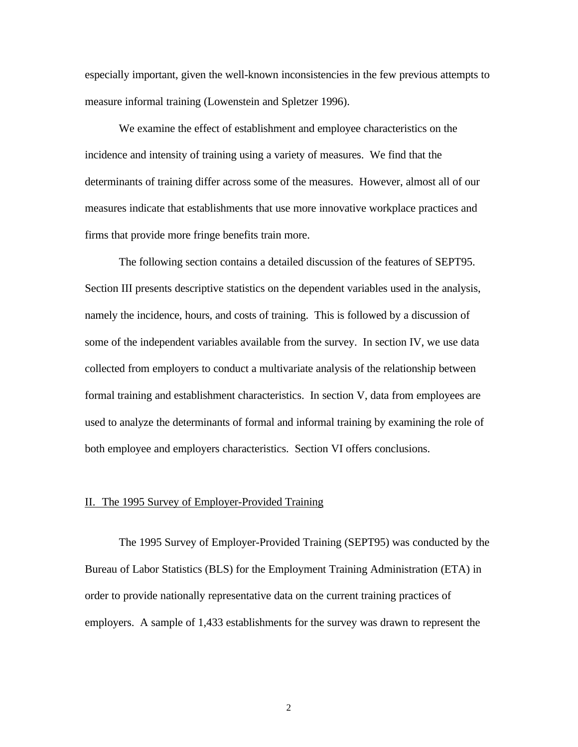especially important, given the well-known inconsistencies in the few previous attempts to measure informal training (Lowenstein and Spletzer 1996).

We examine the effect of establishment and employee characteristics on the incidence and intensity of training using a variety of measures. We find that the determinants of training differ across some of the measures. However, almost all of our measures indicate that establishments that use more innovative workplace practices and firms that provide more fringe benefits train more.

The following section contains a detailed discussion of the features of SEPT95. Section III presents descriptive statistics on the dependent variables used in the analysis, namely the incidence, hours, and costs of training. This is followed by a discussion of some of the independent variables available from the survey. In section IV, we use data collected from employers to conduct a multivariate analysis of the relationship between formal training and establishment characteristics. In section V, data from employees are used to analyze the determinants of formal and informal training by examining the role of both employee and employers characteristics. Section VI offers conclusions.

## II. The 1995 Survey of Employer-Provided Training

The 1995 Survey of Employer-Provided Training (SEPT95) was conducted by the Bureau of Labor Statistics (BLS) for the Employment Training Administration (ETA) in order to provide nationally representative data on the current training practices of employers. A sample of 1,433 establishments for the survey was drawn to represent the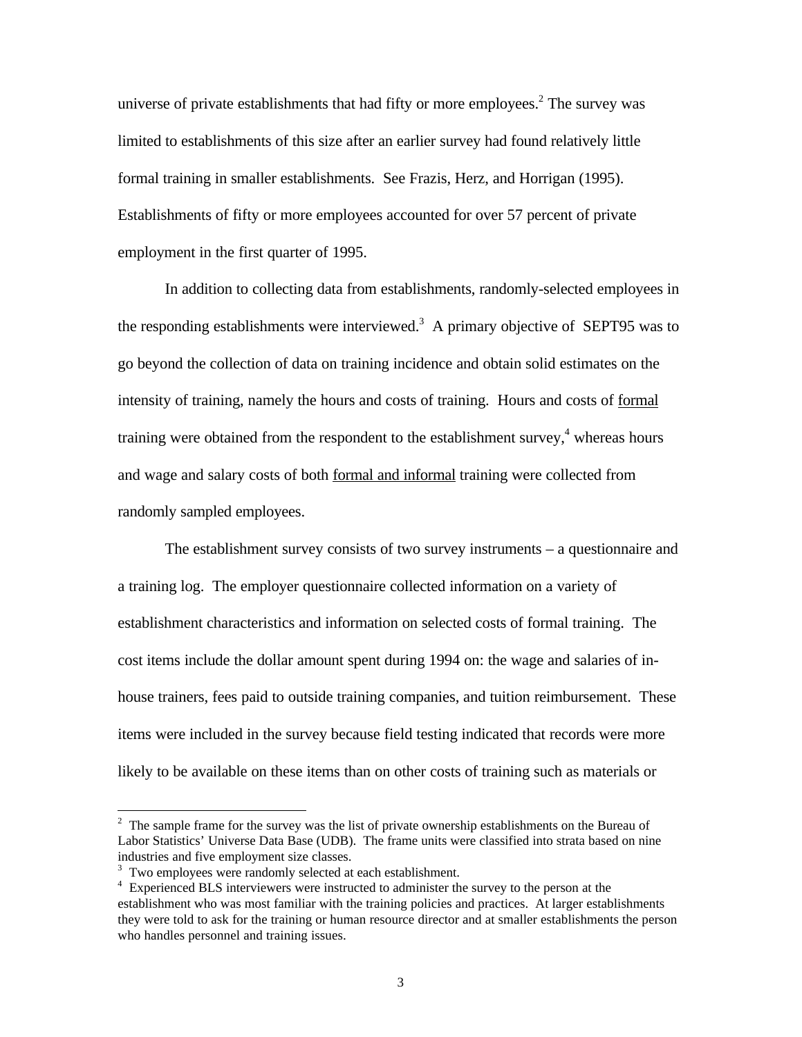universe of private establishments that had fifty or more employees.[2] The survey was limited to establishments of this size after an earlier survey had found relatively little formal training in smaller establishments. See Frazis, Herz, and Horrigan (1995). Establishments of fifty or more employees accounted for over 57 percent of private employment in the first quarter of 1995.

In addition to collecting data from establishments, randomly-selected employees in the responding establishments were interviewed.[3] A primary objective of SEPT95 was to go beyond the collection of data on training incidence and obtain solid estimates on the intensity of training, namely the hours and costs of training. Hours and costs of <u>formal</u> training were obtained from the respondent to the establishment survey,[4] whereas hours and wage and salary costs of both <u>formal and informal</u> training were collected from randomly sampled employees.

The establishment survey consists of two survey instruments – a questionnaire and a training log. The employer questionnaire collected information on a variety of establishment characteristics and information on selected costs of formal training. The cost items include the dollar amount spent during 1994 on: the wage and salaries of in-house trainers, fees paid to outside training companies, and tuition reimbursement. These items were included in the survey because field testing indicated that records were more likely to be available on these items than on other costs of training such as materials or

---

[2] The sample frame for the survey was the list of private ownership establishments on the Bureau of Labor Statistics' Universe Data Base (UDB). The frame units were classified into strata based on nine industries and five employment size classes.

[3] Two employees were randomly selected at each establishment.

[4] Experienced BLS interviewers were instructed to administer the survey to the person at the establishment who was most familiar with the training policies and practices. At larger establishments they were told to ask for the training or human resource director and at smaller establishments the person who handles personnel and training issues.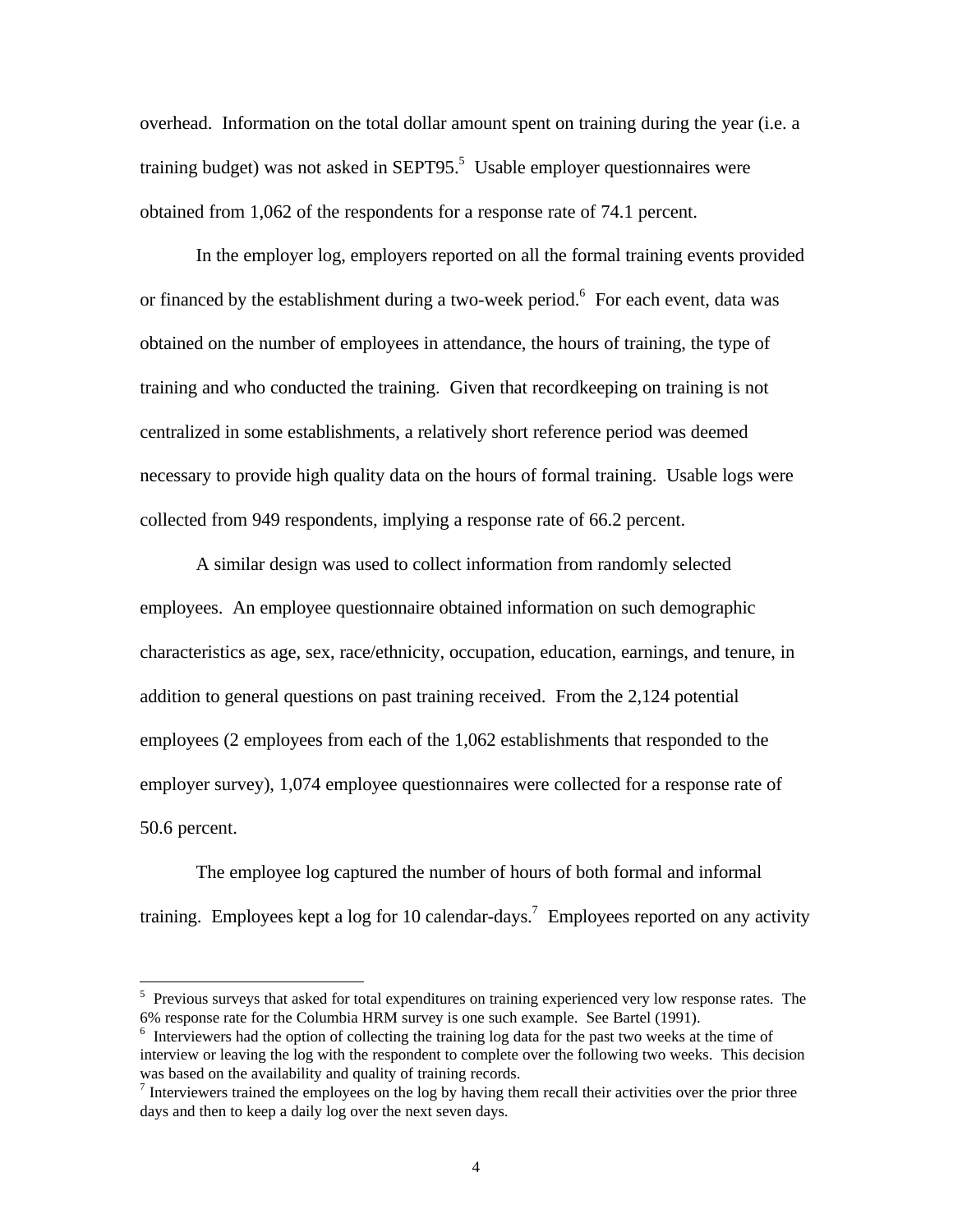overhead. Information on the total dollar amount spent on training during the year (i.e. a training budget) was not asked in SEPT95.[5] Usable employer questionnaires were obtained from 1,062 of the respondents for a response rate of 74.1 percent.

In the employer log, employers reported on all the formal training events provided or financed by the establishment during a two-week period.[6] For each event, data was obtained on the number of employees in attendance, the hours of training, the type of training and who conducted the training. Given that recordkeeping on training is not centralized in some establishments, a relatively short reference period was deemed necessary to provide high quality data on the hours of formal training. Usable logs were collected from 949 respondents, implying a response rate of 66.2 percent.

A similar design was used to collect information from randomly selected employees. An employee questionnaire obtained information on such demographic characteristics as age, sex, race/ethnicity, occupation, education, earnings, and tenure, in addition to general questions on past training received. From the 2,124 potential employees (2 employees from each of the 1,062 establishments that responded to the employer survey), 1,074 employee questionnaires were collected for a response rate of 50.6 percent.

The employee log captured the number of hours of both formal and informal training. Employees kept a log for 10 calendar-days.[7] Employees reported on any activity

---

[5] Previous surveys that asked for total expenditures on training experienced very low response rates. The 6% response rate for the Columbia HRM survey is one such example. See Bartel (1991).

[6] Interviewers had the option of collecting the training log data for the past two weeks at the time of interview or leaving the log with the respondent to complete over the following two weeks. This decision was based on the availability and quality of training records.

[7] Interviewers trained the employees on the log by having them recall their activities over the prior three days and then to keep a daily log over the next seven days.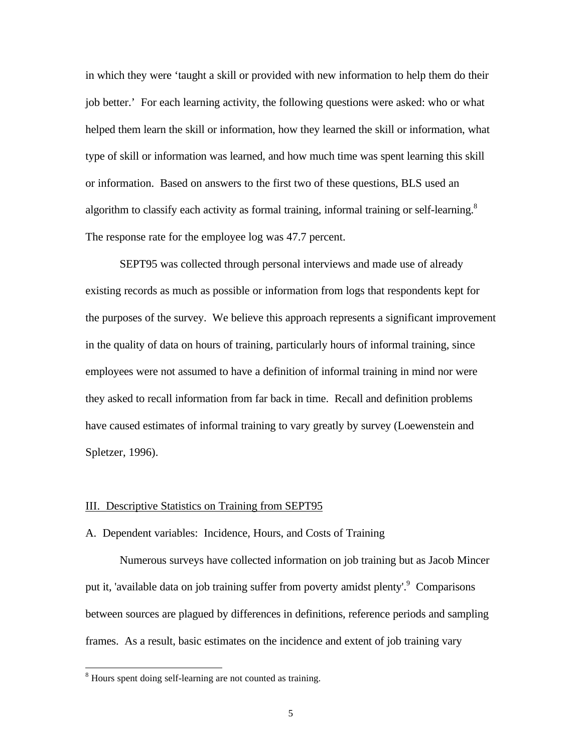in which they were 'taught a skill or provided with new information to help them do their job better.' For each learning activity, the following questions were asked: who or what helped them learn the skill or information, how they learned the skill or information, what type of skill or information was learned, and how much time was spent learning this skill or information. Based on answers to the first two of these questions, BLS used an algorithm to classify each activity as formal training, informal training or self-learning.[8] The response rate for the employee log was 47.7 percent.

SEPT95 was collected through personal interviews and made use of already existing records as much as possible or information from logs that respondents kept for the purposes of the survey. We believe this approach represents a significant improvement in the quality of data on hours of training, particularly hours of informal training, since employees were not assumed to have a definition of informal training in mind nor were they asked to recall information from far back in time. Recall and definition problems have caused estimates of informal training to vary greatly by survey (Loewenstein and Spletzer, 1996).

## III. Descriptive Statistics on Training from SEPT95

### A. Dependent variables: Incidence, Hours, and Costs of Training

Numerous surveys have collected information on job training but as Jacob Mincer put it, 'available data on job training suffer from poverty amidst plenty'.[9] Comparisons between sources are plagued by differences in definitions, reference periods and sampling frames. As a result, basic estimates on the incidence and extent of job training vary

---

[8] Hours spent doing self-learning are not counted as training.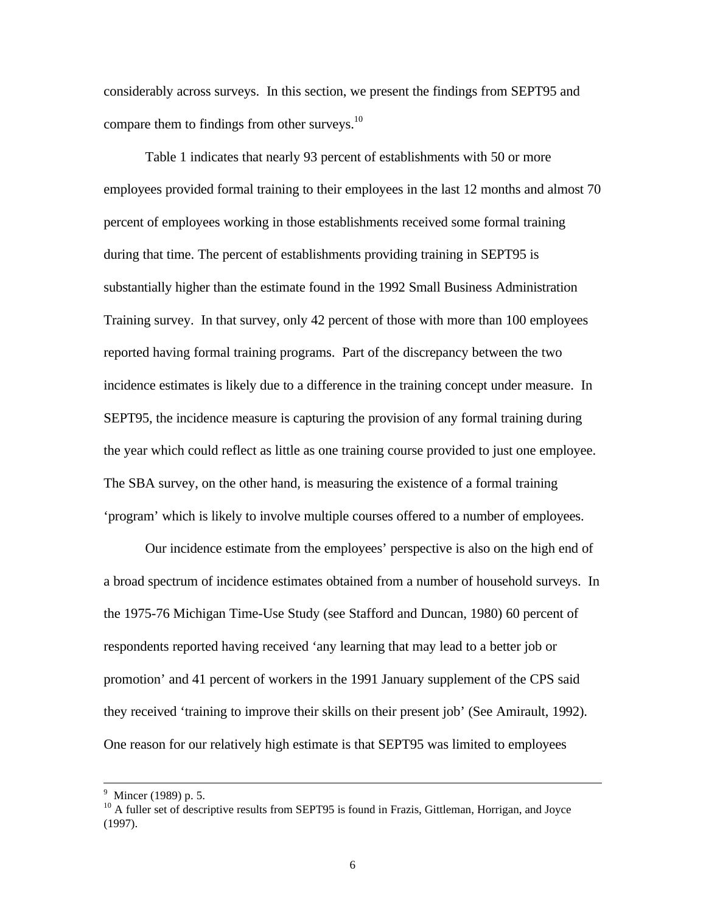considerably across surveys. In this section, we present the findings from SEPT95 and compare them to findings from other surveys.[10]

Table 1 indicates that nearly 93 percent of establishments with 50 or more employees provided formal training to their employees in the last 12 months and almost 70 percent of employees working in those establishments received some formal training during that time. The percent of establishments providing training in SEPT95 is substantially higher than the estimate found in the 1992 Small Business Administration Training survey. In that survey, only 42 percent of those with more than 100 employees reported having formal training programs. Part of the discrepancy between the two incidence estimates is likely due to a difference in the training concept under measure. In SEPT95, the incidence measure is capturing the provision of any formal training during the year which could reflect as little as one training course provided to just one employee. The SBA survey, on the other hand, is measuring the existence of a formal training 'program' which is likely to involve multiple courses offered to a number of employees.

Our incidence estimate from the employees' perspective is also on the high end of a broad spectrum of incidence estimates obtained from a number of household surveys. In the 1975-76 Michigan Time-Use Study (see Stafford and Duncan, 1980) 60 percent of respondents reported having received 'any learning that may lead to a better job or promotion' and 41 percent of workers in the 1991 January supplement of the CPS said they received 'training to improve their skills on their present job' (See Amirault, 1992). One reason for our relatively high estimate is that SEPT95 was limited to employees

---

[9] Mincer (1989) p. 5.

[10] A fuller set of descriptive results from SEPT95 is found in Frazis, Gittleman, Horrigan, and Joyce (1997).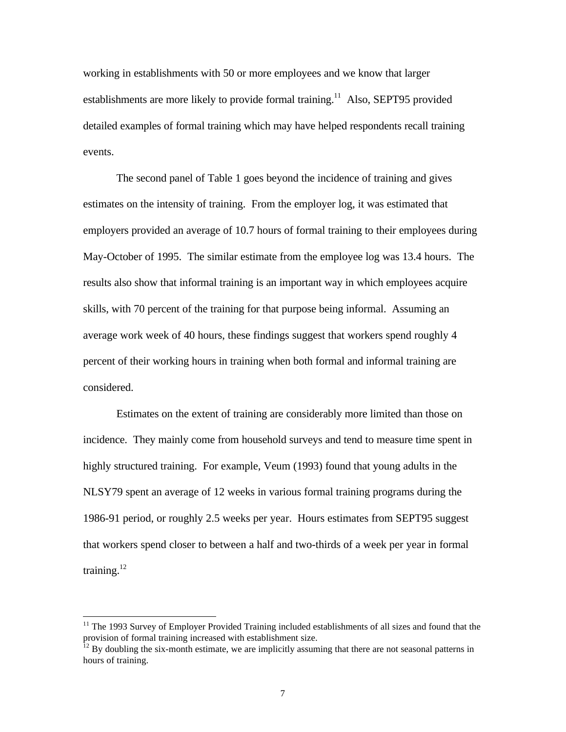working in establishments with 50 or more employees and we know that larger establishments are more likely to provide formal training.[11] Also, SEPT95 provided detailed examples of formal training which may have helped respondents recall training events.

The second panel of Table 1 goes beyond the incidence of training and gives estimates on the intensity of training. From the employer log, it was estimated that employers provided an average of 10.7 hours of formal training to their employees during May-October of 1995. The similar estimate from the employee log was 13.4 hours. The results also show that informal training is an important way in which employees acquire skills, with 70 percent of the training for that purpose being informal. Assuming an average work week of 40 hours, these findings suggest that workers spend roughly 4 percent of their working hours in training when both formal and informal training are considered.

Estimates on the extent of training are considerably more limited than those on incidence. They mainly come from household surveys and tend to measure time spent in highly structured training. For example, Veum (1993) found that young adults in the NLSY79 spent an average of 12 weeks in various formal training programs during the 1986-91 period, or roughly 2.5 weeks per year. Hours estimates from SEPT95 suggest that workers spend closer to between a half and two-thirds of a week per year in formal training.[12]

---

[11] The 1993 Survey of Employer Provided Training included establishments of all sizes and found that the provision of formal training increased with establishment size.

[12] By doubling the six-month estimate, we are implicitly assuming that there are not seasonal patterns in hours of training.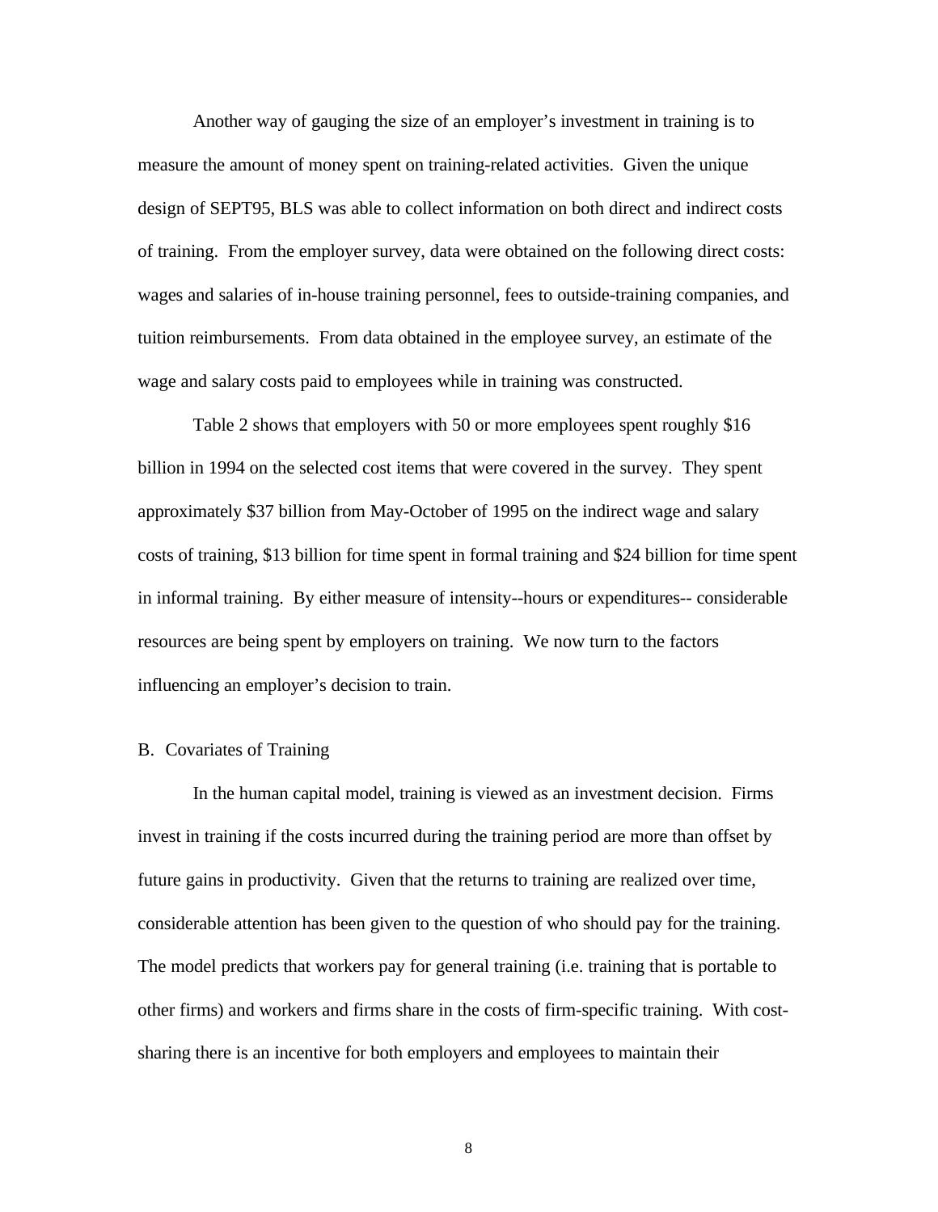Another way of gauging the size of an employer's investment in training is to measure the amount of money spent on training-related activities. Given the unique design of SEPT95, BLS was able to collect information on both direct and indirect costs of training. From the employer survey, data were obtained on the following direct costs: wages and salaries of in-house training personnel, fees to outside-training companies, and tuition reimbursements. From data obtained in the employee survey, an estimate of the wage and salary costs paid to employees while in training was constructed.

Table 2 shows that employers with 50 or more employees spent roughly $16 billion in 1994 on the selected cost items that were covered in the survey. They spent approximately $37 billion from May-October of 1995 on the indirect wage and salary costs of training, $13 billion for time spent in formal training and $24 billion for time spent in informal training. By either measure of intensity--hours or expenditures-- considerable resources are being spent by employers on training. We now turn to the factors influencing an employer's decision to train.

## B. Covariates of Training

In the human capital model, training is viewed as an investment decision. Firms invest in training if the costs incurred during the training period are more than offset by future gains in productivity. Given that the returns to training are realized over time, considerable attention has been given to the question of who should pay for the training. The model predicts that workers pay for general training (i.e. training that is portable to other firms) and workers and firms share in the costs of firm-specific training. With cost-sharing there is an incentive for both employers and employees to maintain their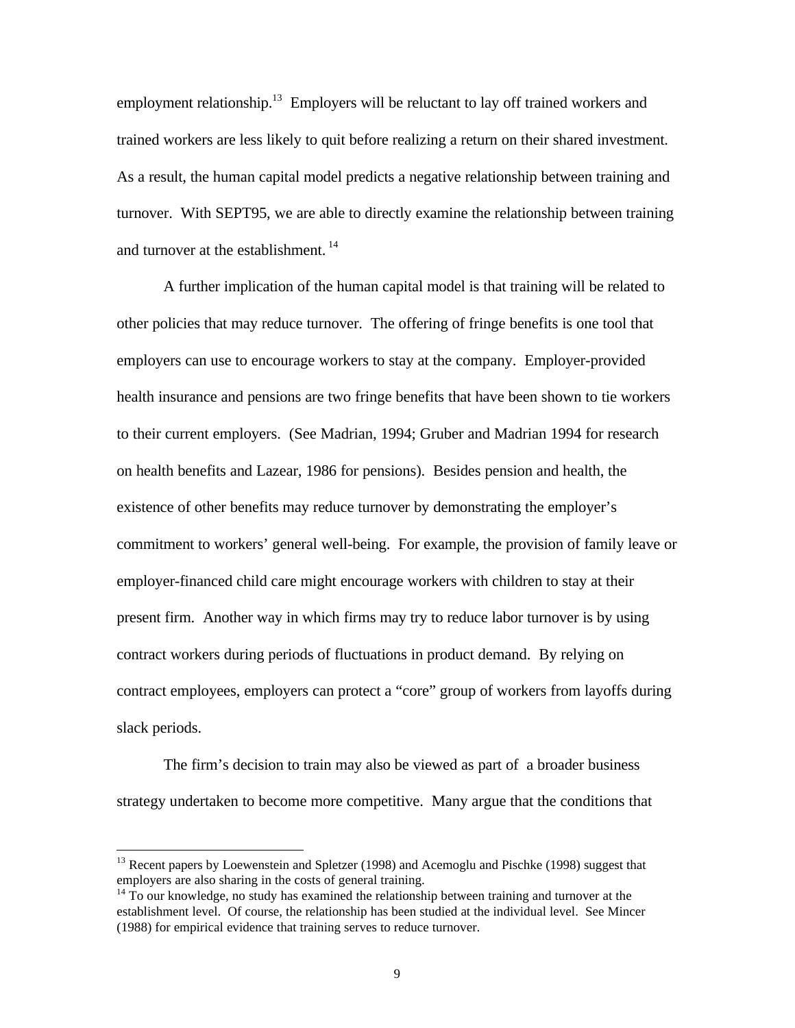employment relationship.[13] Employers will be reluctant to lay off trained workers and trained workers are less likely to quit before realizing a return on their shared investment. As a result, the human capital model predicts a negative relationship between training and turnover. With SEPT95, we are able to directly examine the relationship between training and turnover at the establishment.[14]

A further implication of the human capital model is that training will be related to other policies that may reduce turnover. The offering of fringe benefits is one tool that employers can use to encourage workers to stay at the company. Employer-provided health insurance and pensions are two fringe benefits that have been shown to tie workers to their current employers. (See Madrian, 1994; Gruber and Madrian 1994 for research on health benefits and Lazear, 1986 for pensions). Besides pension and health, the existence of other benefits may reduce turnover by demonstrating the employer's commitment to workers' general well-being. For example, the provision of family leave or employer-financed child care might encourage workers with children to stay at their present firm. Another way in which firms may try to reduce labor turnover is by using contract workers during periods of fluctuations in product demand. By relying on contract employees, employers can protect a "core" group of workers from layoffs during slack periods.

The firm's decision to train may also be viewed as part of a broader business strategy undertaken to become more competitive. Many argue that the conditions that

---

[13] Recent papers by Loewenstein and Spletzer (1998) and Acemoglu and Pischke (1998) suggest that employers are also sharing in the costs of general training.

[14] To our knowledge, no study has examined the relationship between training and turnover at the establishment level. Of course, the relationship has been studied at the individual level. See Mincer (1988) for empirical evidence that training serves to reduce turnover.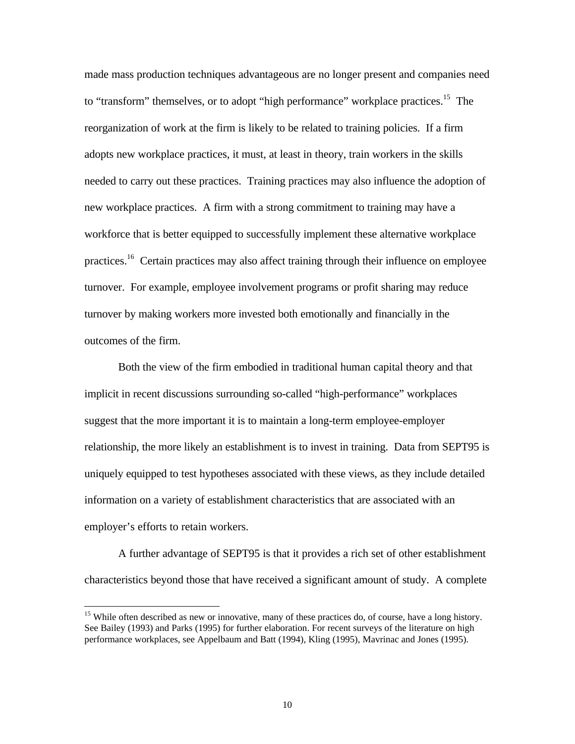made mass production techniques advantageous are no longer present and companies need to "transform" themselves, or to adopt "high performance" workplace practices.[15] The reorganization of work at the firm is likely to be related to training policies. If a firm adopts new workplace practices, it must, at least in theory, train workers in the skills needed to carry out these practices. Training practices may also influence the adoption of new workplace practices. A firm with a strong commitment to training may have a workforce that is better equipped to successfully implement these alternative workplace practices.[16] Certain practices may also affect training through their influence on employee turnover. For example, employee involvement programs or profit sharing may reduce turnover by making workers more invested both emotionally and financially in the outcomes of the firm.

Both the view of the firm embodied in traditional human capital theory and that implicit in recent discussions surrounding so-called "high-performance" workplaces suggest that the more important it is to maintain a long-term employee-employer relationship, the more likely an establishment is to invest in training. Data from SEPT95 is uniquely equipped to test hypotheses associated with these views, as they include detailed information on a variety of establishment characteristics that are associated with an employer's efforts to retain workers.

A further advantage of SEPT95 is that it provides a rich set of other establishment characteristics beyond those that have received a significant amount of study. A complete

---

[15] While often described as new or innovative, many of these practices do, of course, have a long history. See Bailey (1993) and Parks (1995) for further elaboration. For recent surveys of the literature on high performance workplaces, see Appelbaum and Batt (1994), Kling (1995), Mavrinac and Jones (1995).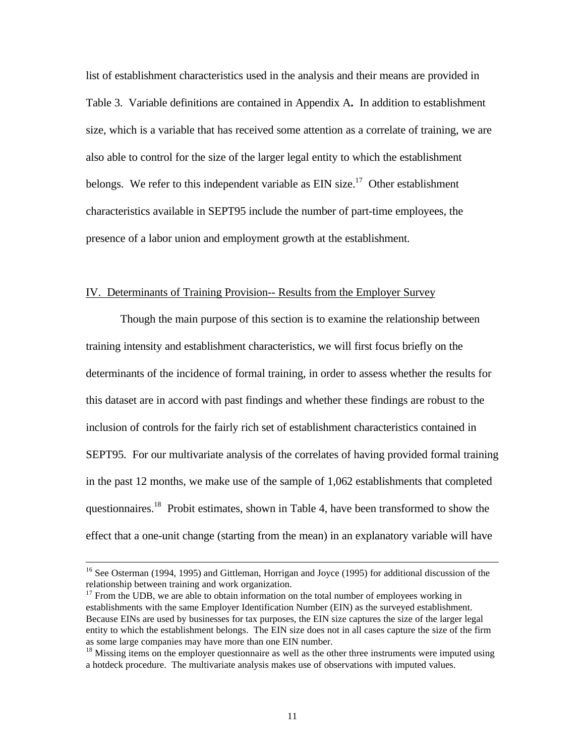list of establishment characteristics used in the analysis and their means are provided in Table 3. Variable definitions are contained in Appendix A**.** In addition to establishment size, which is a variable that has received some attention as a correlate of training, we are also able to control for the size of the larger legal entity to which the establishment belongs. We refer to this independent variable as EIN size.[17] Other establishment characteristics available in SEPT95 include the number of part-time employees, the presence of a labor union and employment growth at the establishment.

## IV. Determinants of Training Provision-- Results from the Employer Survey

Though the main purpose of this section is to examine the relationship between training intensity and establishment characteristics, we will first focus briefly on the determinants of the incidence of formal training, in order to assess whether the results for this dataset are in accord with past findings and whether these findings are robust to the inclusion of controls for the fairly rich set of establishment characteristics contained in SEPT95. For our multivariate analysis of the correlates of having provided formal training in the past 12 months, we make use of the sample of 1,062 establishments that completed questionnaires.[18] Probit estimates, shown in Table 4, have been transformed to show the effect that a one-unit change (starting from the mean) in an explanatory variable will have

---

[16] See Osterman (1994, 1995) and Gittleman, Horrigan and Joyce (1995) for additional discussion of the relationship between training and work organization.

[17] From the UDB, we are able to obtain information on the total number of employees working in establishments with the same Employer Identification Number (EIN) as the surveyed establishment. Because EINs are used by businesses for tax purposes, the EIN size captures the size of the larger legal entity to which the establishment belongs. The EIN size does not in all cases capture the size of the firm as some large companies may have more than one EIN number.

[18] Missing items on the employer questionnaire as well as the other three instruments were imputed using a hotdeck procedure. The multivariate analysis makes use of observations with imputed values.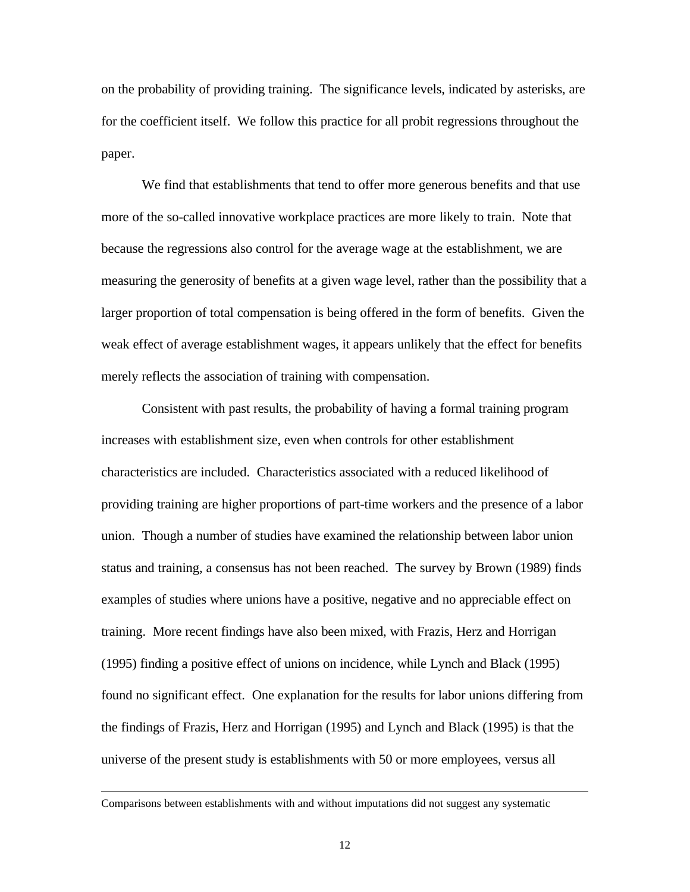on the probability of providing training. The significance levels, indicated by asterisks, are for the coefficient itself. We follow this practice for all probit regressions throughout the paper.

We find that establishments that tend to offer more generous benefits and that use more of the so-called innovative workplace practices are more likely to train. Note that because the regressions also control for the average wage at the establishment, we are measuring the generosity of benefits at a given wage level, rather than the possibility that a larger proportion of total compensation is being offered in the form of benefits. Given the weak effect of average establishment wages, it appears unlikely that the effect for benefits merely reflects the association of training with compensation.

Consistent with past results, the probability of having a formal training program increases with establishment size, even when controls for other establishment characteristics are included. Characteristics associated with a reduced likelihood of providing training are higher proportions of part-time workers and the presence of a labor union. Though a number of studies have examined the relationship between labor union status and training, a consensus has not been reached. The survey by Brown (1989) finds examples of studies where unions have a positive, negative and no appreciable effect on training. More recent findings have also been mixed, with Frazis, Herz and Horrigan (1995) finding a positive effect of unions on incidence, while Lynch and Black (1995) found no significant effect. One explanation for the results for labor unions differing from the findings of Frazis, Herz and Horrigan (1995) and Lynch and Black (1995) is that the universe of the present study is establishments with 50 or more employees, versus all

---

Comparisons between establishments with and without imputations did not suggest any systematic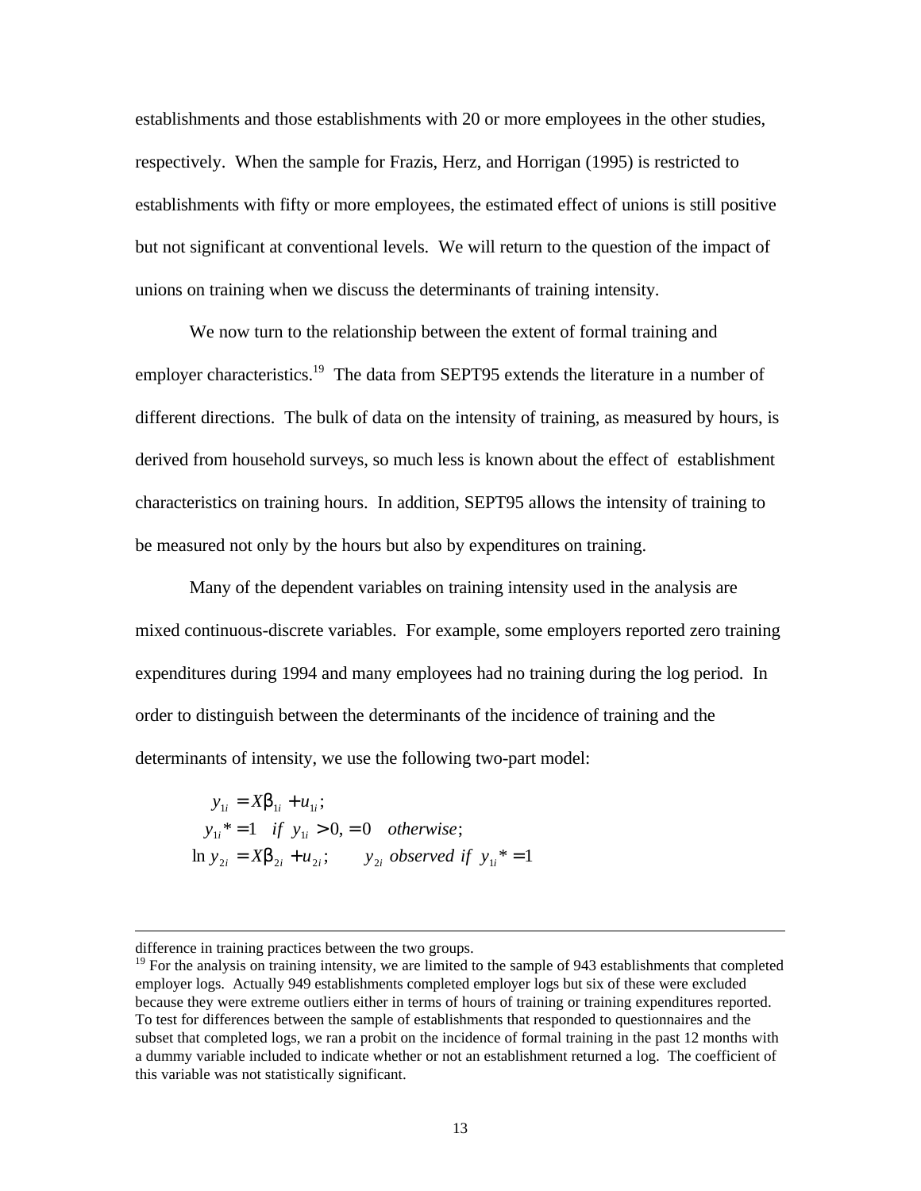establishments and those establishments with 20 or more employees in the other studies, respectively. When the sample for Frazis, Herz, and Horrigan (1995) is restricted to establishments with fifty or more employees, the estimated effect of unions is still positive but not significant at conventional levels. We will return to the question of the impact of unions on training when we discuss the determinants of training intensity.

We now turn to the relationship between the extent of formal training and employer characteristics.[19] The data from SEPT95 extends the literature in a number of different directions. The bulk of data on the intensity of training, as measured by hours, is derived from household surveys, so much less is known about the effect of establishment characteristics on training hours. In addition, SEPT95 allows the intensity of training to be measured not only by the hours but also by expenditures on training.

Many of the dependent variables on training intensity used in the analysis are mixed continuous-discrete variables. For example, some employers reported zero training expenditures during 1994 and many employees had no training during the log period. In order to distinguish between the determinants of the incidence of training and the determinants of intensity, we use the following two-part model:

$$
\begin{aligned}
y_{1i} &= X\beta_{1i} + u_{1i}; \\
y_{1i}^* &= 1 \quad if \;\; y_{1i} > 0, = 0 \quad otherwise; \\
\ln y_{2i} &= X\beta_{2i} + u_{2i}; \qquad y_{2i} \; observed \; if \;\; y_{1i}^* = 1
\end{aligned}
$$

---

difference in training practices between the two groups.

[19] For the analysis on training intensity, we are limited to the sample of 943 establishments that completed employer logs. Actually 949 establishments completed employer logs but six of these were excluded because they were extreme outliers either in terms of hours of training or training expenditures reported. To test for differences between the sample of establishments that responded to questionnaires and the subset that completed logs, we ran a probit on the incidence of formal training in the past 12 months with a dummy variable included to indicate whether or not an establishment returned a log. The coefficient of this variable was not statistically significant.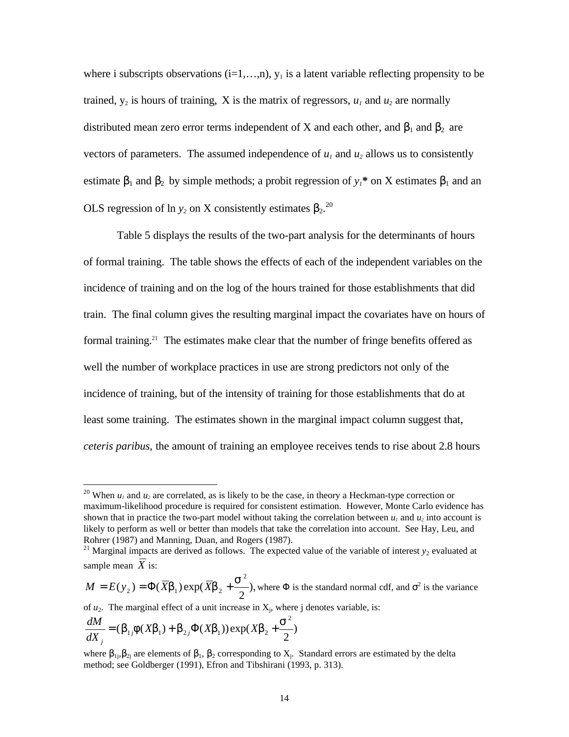where i subscripts observations (i=1,…,n), $y_1$ is a latent variable reflecting propensity to be trained, $y_2$ is hours of training, X is the matrix of regressors, $u_1$ and $u_2$ are normally distributed mean zero error terms independent of X and each other, and $\beta_1$ and $\beta_2$ are vectors of parameters. The assumed independence of $u_1$ and $u_2$ allows us to consistently estimate $\beta_1$ and $\beta_2$ by simple methods; a probit regression of $y_1$* on X estimates $\beta_1$ and an OLS regression of ln $y_2$ on X consistently estimates $\beta_2$.[20]

Table 5 displays the results of the two-part analysis for the determinants of hours of formal training. The table shows the effects of each of the independent variables on the incidence of training and on the log of the hours trained for those establishments that did train. The final column gives the resulting marginal impact the covariates have on hours of formal training.[21] The estimates make clear that the number of fringe benefits offered as well the number of workplace practices in use are strong predictors not only of the incidence of training, but of the intensity of training for those establishments that do at least some training. The estimates shown in the marginal impact column suggest that, *ceteris paribus*, the amount of training an employee receives tends to rise about 2.8 hours

---

[20] When $u_1$ and $u_2$ are correlated, as is likely to be the case, in theory a Heckman-type correction or maximum-likelihood procedure is required for consistent estimation. However, Monte Carlo evidence has shown that in practice the two-part model without taking the correlation between $u_1$ and $u_2$ into account is likely to perform as well or better than models that take the correlation into account. See Hay, Leu, and Rohrer (1987) and Manning, Duan, and Rogers (1987).

[21] Marginal impacts are derived as follows. The expected value of the variable of interest $y_2$ evaluated at sample mean $\bar{X}$ is:

$M = E(y_2) = \Phi(\bar{X}\beta_1)\exp(\bar{X}\beta_2 + \frac{\sigma^2}{2})$, where $\Phi$ is the standard normal cdf, and $\sigma^2$ is the variance of $u_2$. The marginal effect of a unit increase in $X_j$, where j denotes variable, is:

$$\frac{dM}{dX_j} = (\beta_{1j}\phi(X\beta_1) + \beta_{2j}\Phi(X\beta_1))\exp(X\beta_2 + \frac{\sigma^2}{2})$$

where $\beta_{1j}, \beta_{2j}$ are elements of $\beta_1$, $\beta_2$ corresponding to $X_j$. Standard errors are estimated by the delta method; see Goldberger (1991), Efron and Tibshirani (1993, p. 313).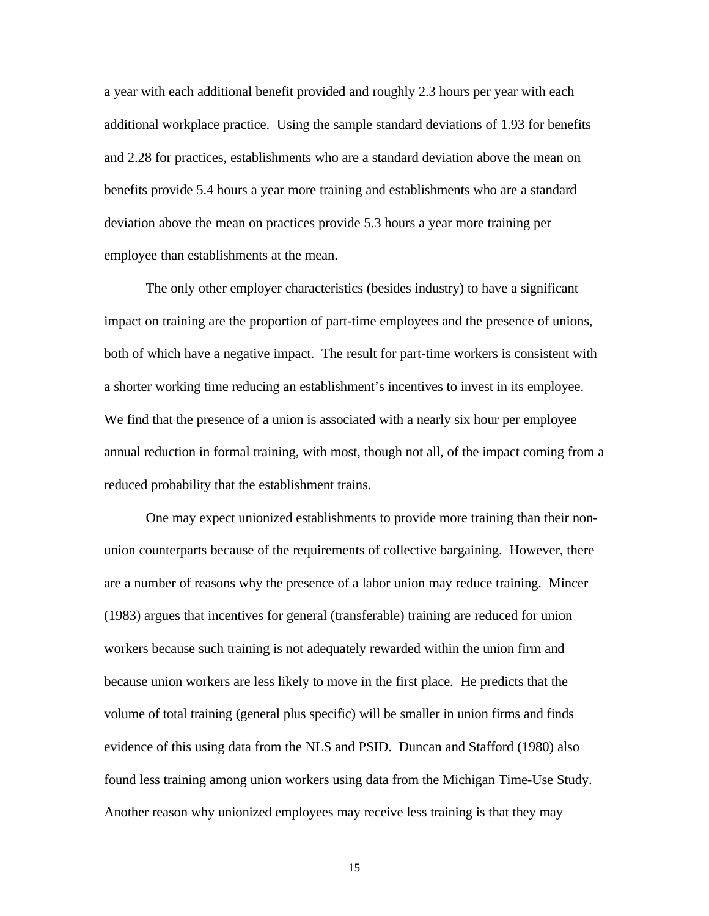a year with each additional benefit provided and roughly 2.3 hours per year with each additional workplace practice. Using the sample standard deviations of 1.93 for benefits and 2.28 for practices, establishments who are a standard deviation above the mean on benefits provide 5.4 hours a year more training and establishments who are a standard deviation above the mean on practices provide 5.3 hours a year more training per employee than establishments at the mean.

The only other employer characteristics (besides industry) to have a significant impact on training are the proportion of part-time employees and the presence of unions, both of which have a negative impact. The result for part-time workers is consistent with a shorter working time reducing an establishment's incentives to invest in its employee. We find that the presence of a union is associated with a nearly six hour per employee annual reduction in formal training, with most, though not all, of the impact coming from a reduced probability that the establishment trains.

One may expect unionized establishments to provide more training than their non-union counterparts because of the requirements of collective bargaining. However, there are a number of reasons why the presence of a labor union may reduce training. Mincer (1983) argues that incentives for general (transferable) training are reduced for union workers because such training is not adequately rewarded within the union firm and because union workers are less likely to move in the first place. He predicts that the volume of total training (general plus specific) will be smaller in union firms and finds evidence of this using data from the NLS and PSID. Duncan and Stafford (1980) also found less training among union workers using data from the Michigan Time-Use Study. Another reason why unionized employees may receive less training is that they may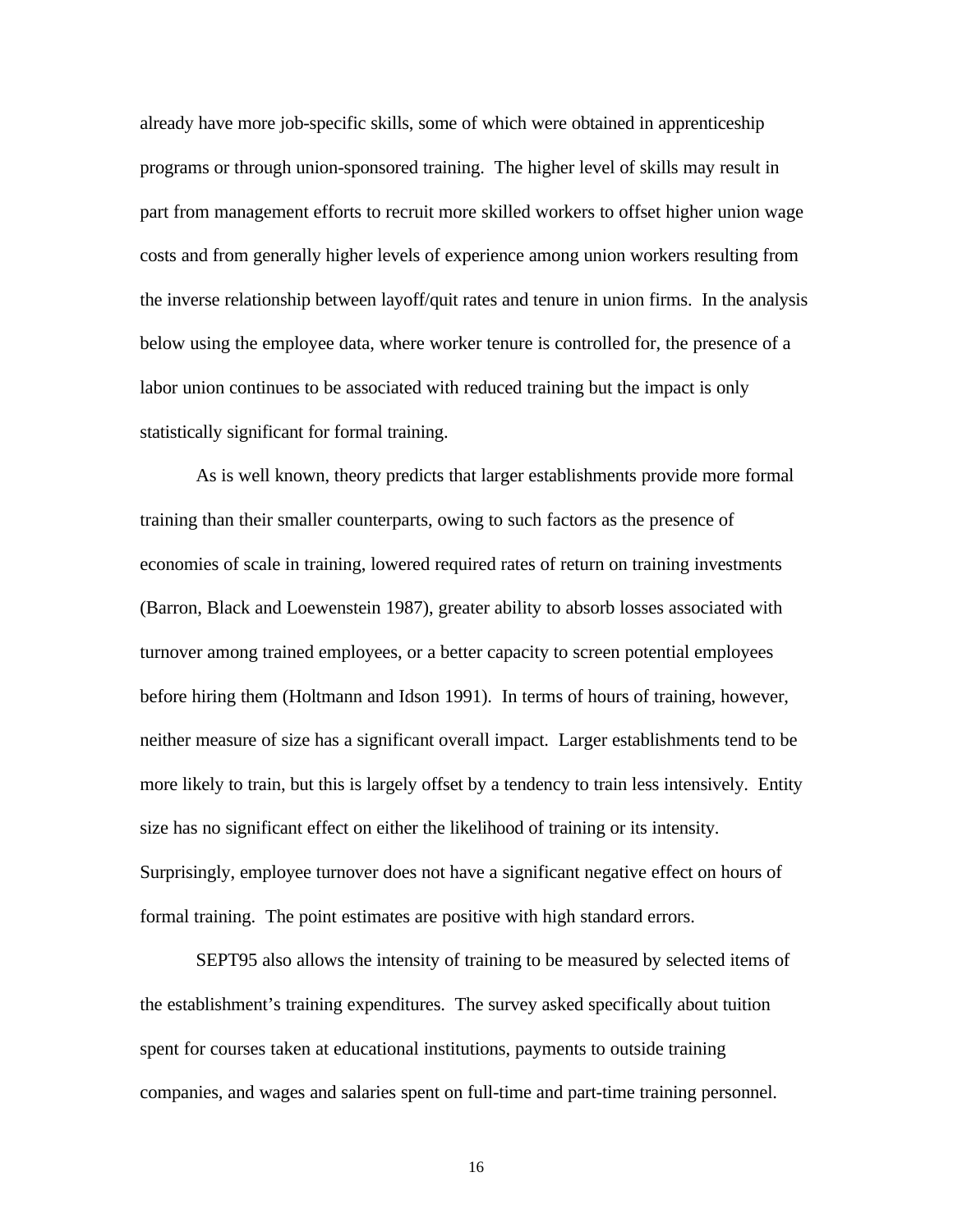already have more job-specific skills, some of which were obtained in apprenticeship programs or through union-sponsored training. The higher level of skills may result in part from management efforts to recruit more skilled workers to offset higher union wage costs and from generally higher levels of experience among union workers resulting from the inverse relationship between layoff/quit rates and tenure in union firms. In the analysis below using the employee data, where worker tenure is controlled for, the presence of a labor union continues to be associated with reduced training but the impact is only statistically significant for formal training.

As is well known, theory predicts that larger establishments provide more formal training than their smaller counterparts, owing to such factors as the presence of economies of scale in training, lowered required rates of return on training investments (Barron, Black and Loewenstein 1987), greater ability to absorb losses associated with turnover among trained employees, or a better capacity to screen potential employees before hiring them (Holtmann and Idson 1991). In terms of hours of training, however, neither measure of size has a significant overall impact. Larger establishments tend to be more likely to train, but this is largely offset by a tendency to train less intensively. Entity size has no significant effect on either the likelihood of training or its intensity. Surprisingly, employee turnover does not have a significant negative effect on hours of formal training. The point estimates are positive with high standard errors.

SEPT95 also allows the intensity of training to be measured by selected items of the establishment's training expenditures. The survey asked specifically about tuition spent for courses taken at educational institutions, payments to outside training companies, and wages and salaries spent on full-time and part-time training personnel.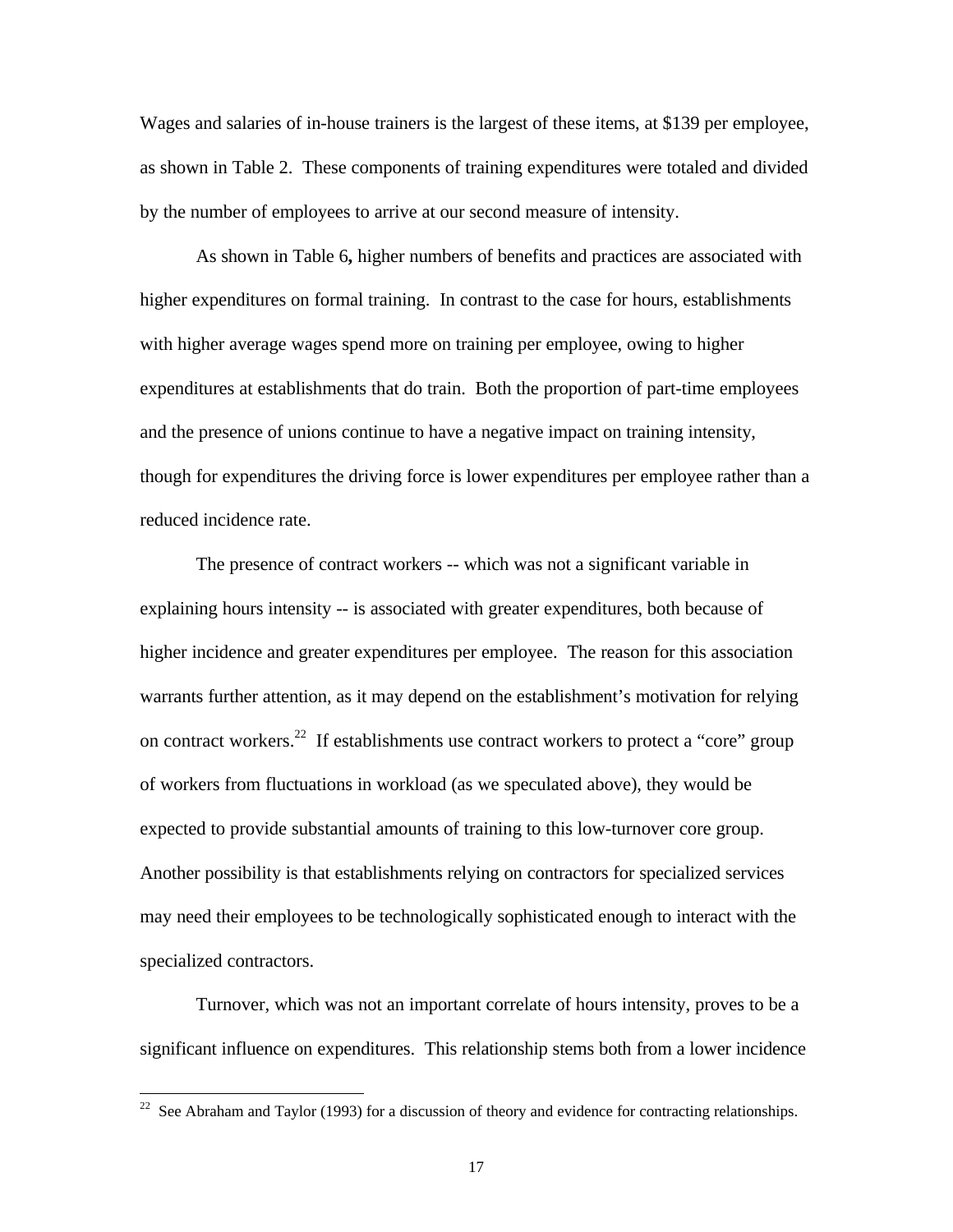Wages and salaries of in-house trainers is the largest of these items, at $139 per employee, as shown in Table 2. These components of training expenditures were totaled and divided by the number of employees to arrive at our second measure of intensity.

As shown in Table 6**,** higher numbers of benefits and practices are associated with higher expenditures on formal training. In contrast to the case for hours, establishments with higher average wages spend more on training per employee, owing to higher expenditures at establishments that do train. Both the proportion of part-time employees and the presence of unions continue to have a negative impact on training intensity, though for expenditures the driving force is lower expenditures per employee rather than a reduced incidence rate.

The presence of contract workers -- which was not a significant variable in explaining hours intensity -- is associated with greater expenditures, both because of higher incidence and greater expenditures per employee. The reason for this association warrants further attention, as it may depend on the establishment's motivation for relying on contract workers.[22] If establishments use contract workers to protect a "core" group of workers from fluctuations in workload (as we speculated above), they would be expected to provide substantial amounts of training to this low-turnover core group. Another possibility is that establishments relying on contractors for specialized services may need their employees to be technologically sophisticated enough to interact with the specialized contractors.

Turnover, which was not an important correlate of hours intensity, proves to be a significant influence on expenditures. This relationship stems both from a lower incidence

[22] See Abraham and Taylor (1993) for a discussion of theory and evidence for contracting relationships.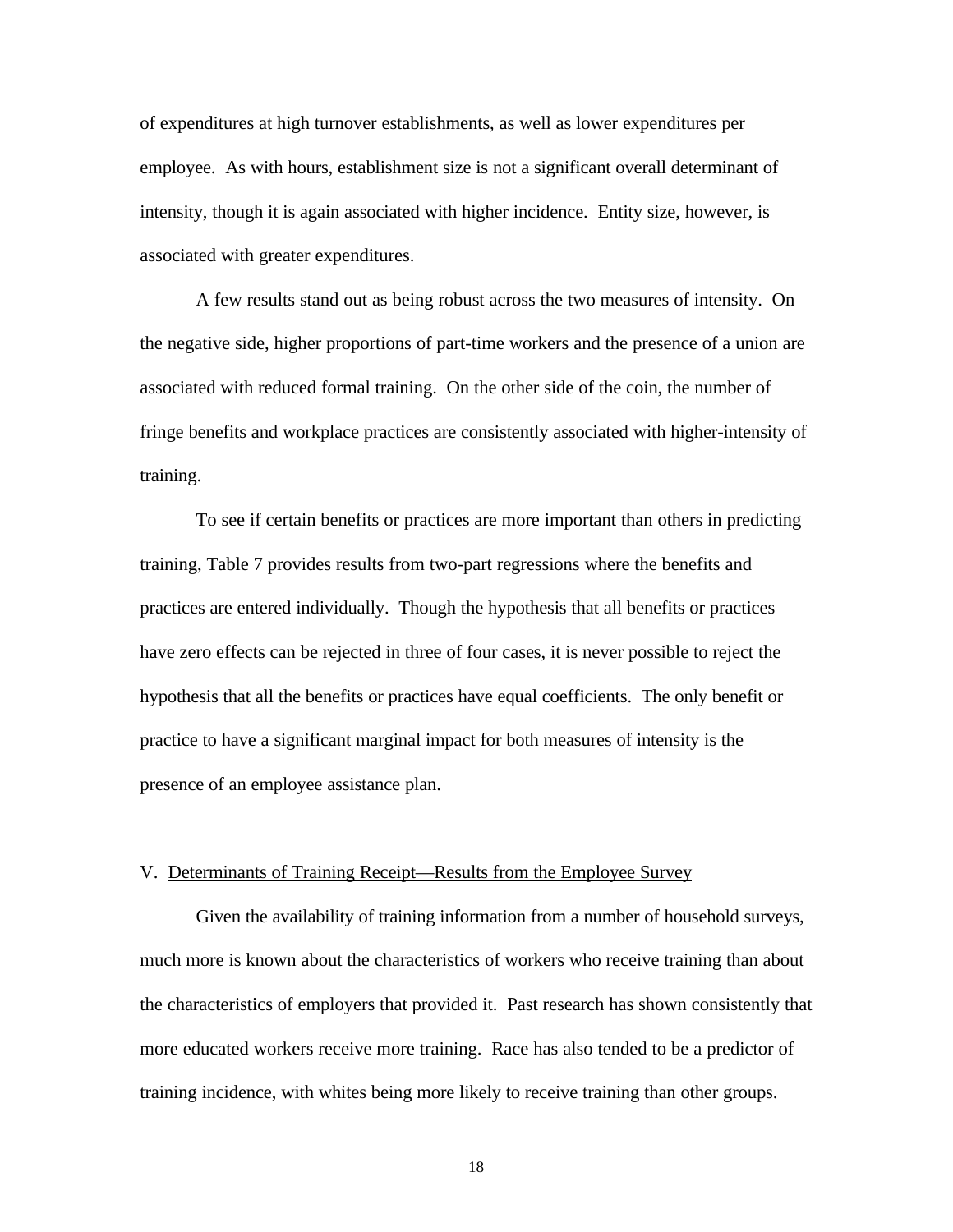of expenditures at high turnover establishments, as well as lower expenditures per employee. As with hours, establishment size is not a significant overall determinant of intensity, though it is again associated with higher incidence. Entity size, however, is associated with greater expenditures.

A few results stand out as being robust across the two measures of intensity. On the negative side, higher proportions of part-time workers and the presence of a union are associated with reduced formal training. On the other side of the coin, the number of fringe benefits and workplace practices are consistently associated with higher-intensity of training.

To see if certain benefits or practices are more important than others in predicting training, Table 7 provides results from two-part regressions where the benefits and practices are entered individually. Though the hypothesis that all benefits or practices have zero effects can be rejected in three of four cases, it is never possible to reject the hypothesis that all the benefits or practices have equal coefficients. The only benefit or practice to have a significant marginal impact for both measures of intensity is the presence of an employee assistance plan.

## V. Determinants of Training Receipt—Results from the Employee Survey

Given the availability of training information from a number of household surveys, much more is known about the characteristics of workers who receive training than about the characteristics of employers that provided it. Past research has shown consistently that more educated workers receive more training. Race has also tended to be a predictor of training incidence, with whites being more likely to receive training than other groups.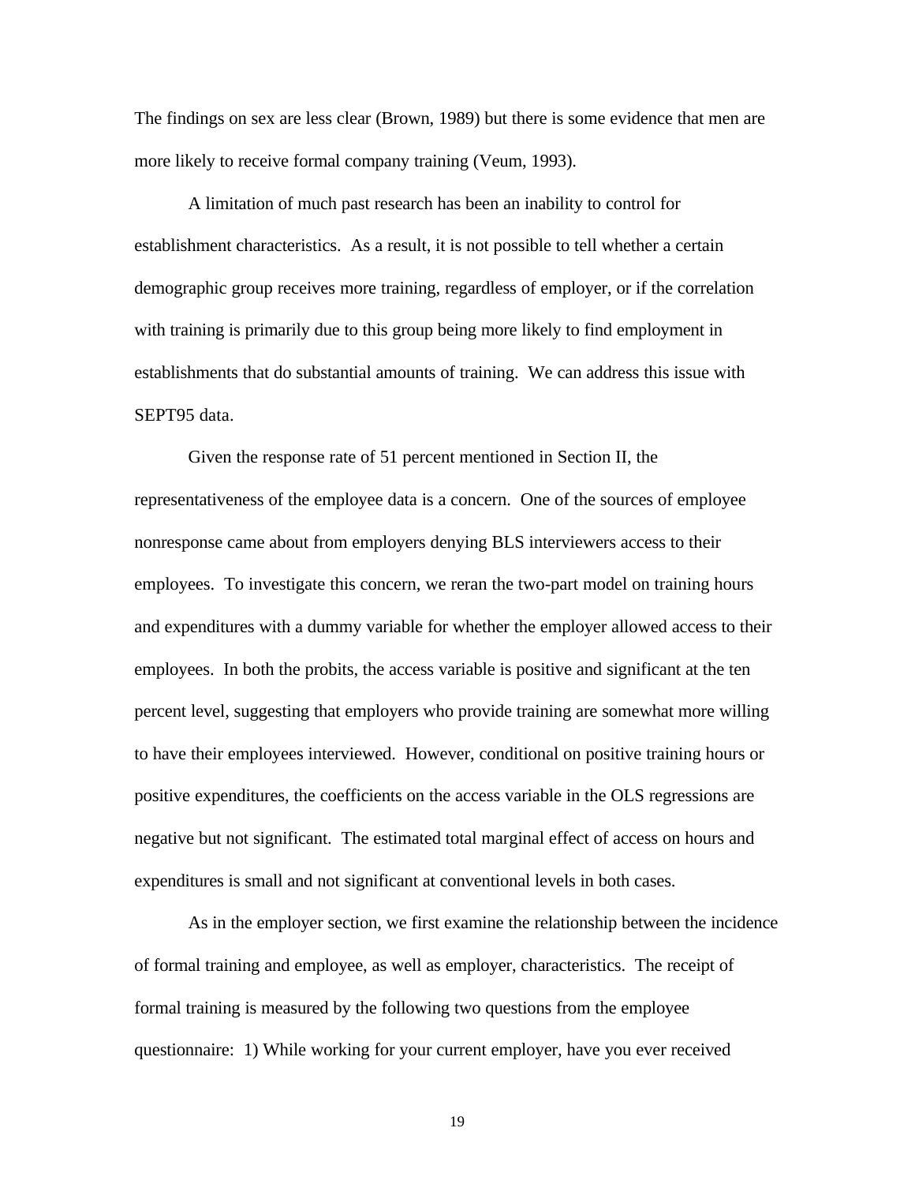The findings on sex are less clear (Brown, 1989) but there is some evidence that men are more likely to receive formal company training (Veum, 1993).

A limitation of much past research has been an inability to control for establishment characteristics. As a result, it is not possible to tell whether a certain demographic group receives more training, regardless of employer, or if the correlation with training is primarily due to this group being more likely to find employment in establishments that do substantial amounts of training. We can address this issue with SEPT95 data.

Given the response rate of 51 percent mentioned in Section II, the representativeness of the employee data is a concern. One of the sources of employee nonresponse came about from employers denying BLS interviewers access to their employees. To investigate this concern, we reran the two-part model on training hours and expenditures with a dummy variable for whether the employer allowed access to their employees. In both the probits, the access variable is positive and significant at the ten percent level, suggesting that employers who provide training are somewhat more willing to have their employees interviewed. However, conditional on positive training hours or positive expenditures, the coefficients on the access variable in the OLS regressions are negative but not significant. The estimated total marginal effect of access on hours and expenditures is small and not significant at conventional levels in both cases.

As in the employer section, we first examine the relationship between the incidence of formal training and employee, as well as employer, characteristics. The receipt of formal training is measured by the following two questions from the employee questionnaire: 1) While working for your current employer, have you ever received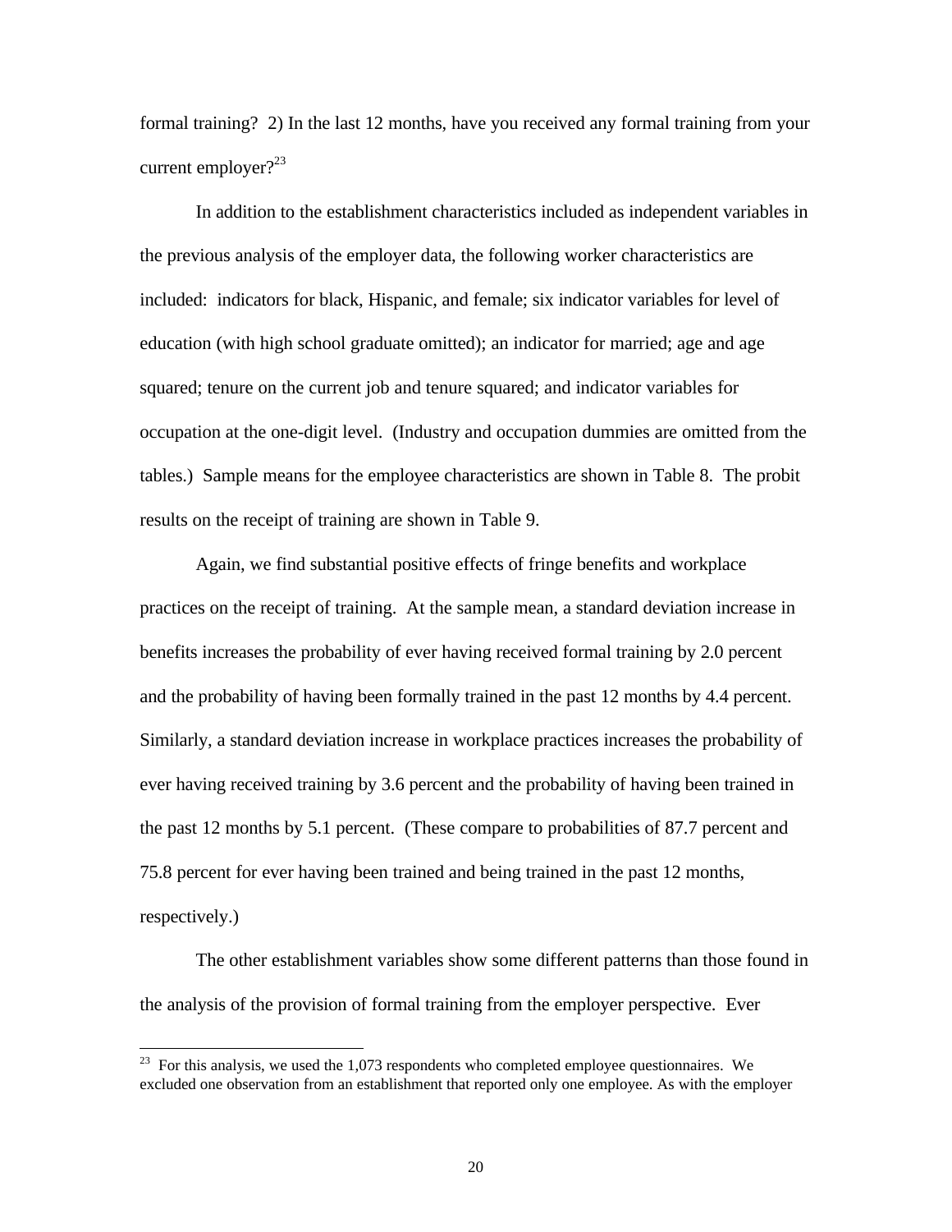formal training? 2) In the last 12 months, have you received any formal training from your current employer?[23]

In addition to the establishment characteristics included as independent variables in the previous analysis of the employer data, the following worker characteristics are included: indicators for black, Hispanic, and female; six indicator variables for level of education (with high school graduate omitted); an indicator for married; age and age squared; tenure on the current job and tenure squared; and indicator variables for occupation at the one-digit level. (Industry and occupation dummies are omitted from the tables.) Sample means for the employee characteristics are shown in Table 8. The probit results on the receipt of training are shown in Table 9.

Again, we find substantial positive effects of fringe benefits and workplace practices on the receipt of training. At the sample mean, a standard deviation increase in benefits increases the probability of ever having received formal training by 2.0 percent and the probability of having been formally trained in the past 12 months by 4.4 percent. Similarly, a standard deviation increase in workplace practices increases the probability of ever having received training by 3.6 percent and the probability of having been trained in the past 12 months by 5.1 percent. (These compare to probabilities of 87.7 percent and 75.8 percent for ever having been trained and being trained in the past 12 months, respectively.)

The other establishment variables show some different patterns than those found in the analysis of the provision of formal training from the employer perspective. Ever

[23] For this analysis, we used the 1,073 respondents who completed employee questionnaires. We excluded one observation from an establishment that reported only one employee. As with the employer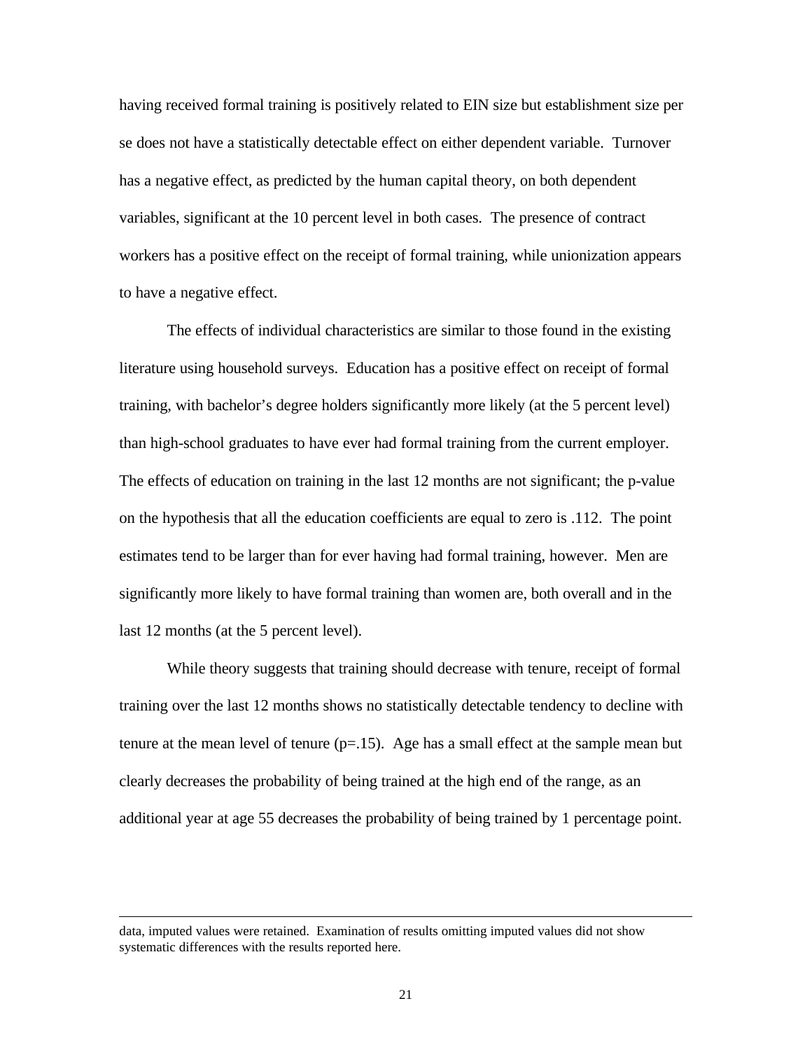having received formal training is positively related to EIN size but establishment size per se does not have a statistically detectable effect on either dependent variable. Turnover has a negative effect, as predicted by the human capital theory, on both dependent variables, significant at the 10 percent level in both cases. The presence of contract workers has a positive effect on the receipt of formal training, while unionization appears to have a negative effect.

The effects of individual characteristics are similar to those found in the existing literature using household surveys. Education has a positive effect on receipt of formal training, with bachelor's degree holders significantly more likely (at the 5 percent level) than high-school graduates to have ever had formal training from the current employer. The effects of education on training in the last 12 months are not significant; the p-value on the hypothesis that all the education coefficients are equal to zero is .112. The point estimates tend to be larger than for ever having had formal training, however. Men are significantly more likely to have formal training than women are, both overall and in the last 12 months (at the 5 percent level).

While theory suggests that training should decrease with tenure, receipt of formal training over the last 12 months shows no statistically detectable tendency to decline with tenure at the mean level of tenure (p=.15). Age has a small effect at the sample mean but clearly decreases the probability of being trained at the high end of the range, as an additional year at age 55 decreases the probability of being trained by 1 percentage point.

---

data, imputed values were retained. Examination of results omitting imputed values did not show systematic differences with the results reported here.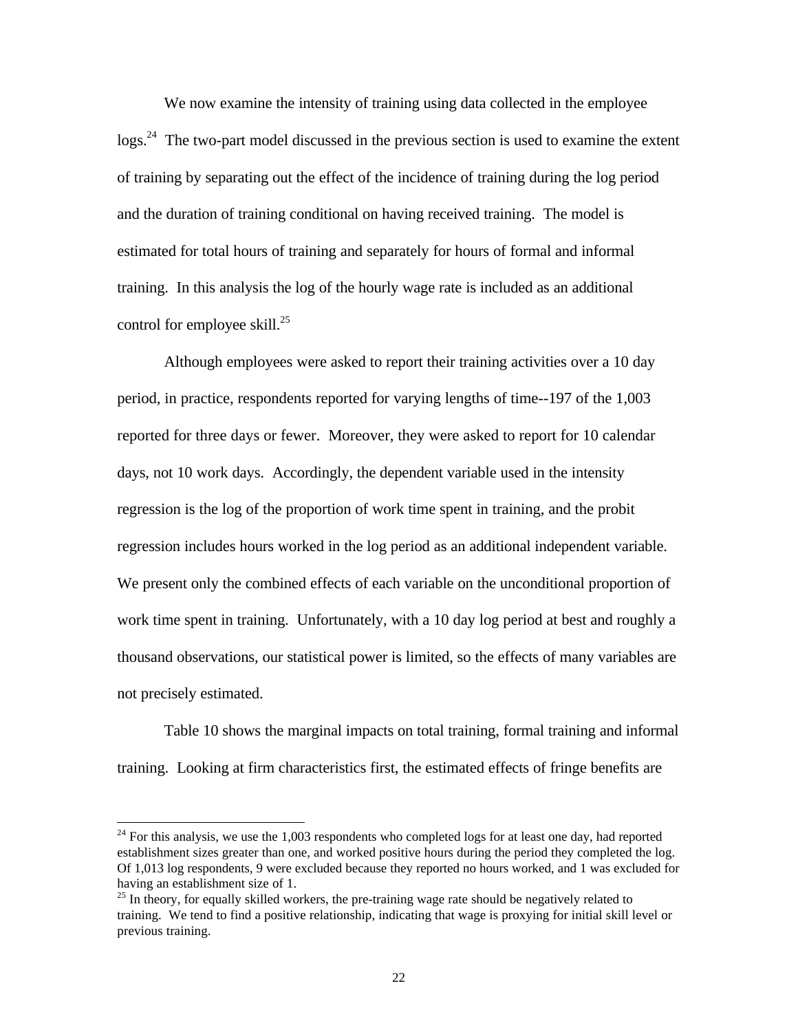We now examine the intensity of training using data collected in the employee logs.[24] The two-part model discussed in the previous section is used to examine the extent of training by separating out the effect of the incidence of training during the log period and the duration of training conditional on having received training. The model is estimated for total hours of training and separately for hours of formal and informal training. In this analysis the log of the hourly wage rate is included as an additional control for employee skill.[25]

Although employees were asked to report their training activities over a 10 day period, in practice, respondents reported for varying lengths of time--197 of the 1,003 reported for three days or fewer. Moreover, they were asked to report for 10 calendar days, not 10 work days. Accordingly, the dependent variable used in the intensity regression is the log of the proportion of work time spent in training, and the probit regression includes hours worked in the log period as an additional independent variable. We present only the combined effects of each variable on the unconditional proportion of work time spent in training. Unfortunately, with a 10 day log period at best and roughly a thousand observations, our statistical power is limited, so the effects of many variables are not precisely estimated.

Table 10 shows the marginal impacts on total training, formal training and informal training. Looking at firm characteristics first, the estimated effects of fringe benefits are

---

[24] For this analysis, we use the 1,003 respondents who completed logs for at least one day, had reported establishment sizes greater than one, and worked positive hours during the period they completed the log. Of 1,013 log respondents, 9 were excluded because they reported no hours worked, and 1 was excluded for having an establishment size of 1.

[25] In theory, for equally skilled workers, the pre-training wage rate should be negatively related to training. We tend to find a positive relationship, indicating that wage is proxying for initial skill level or previous training.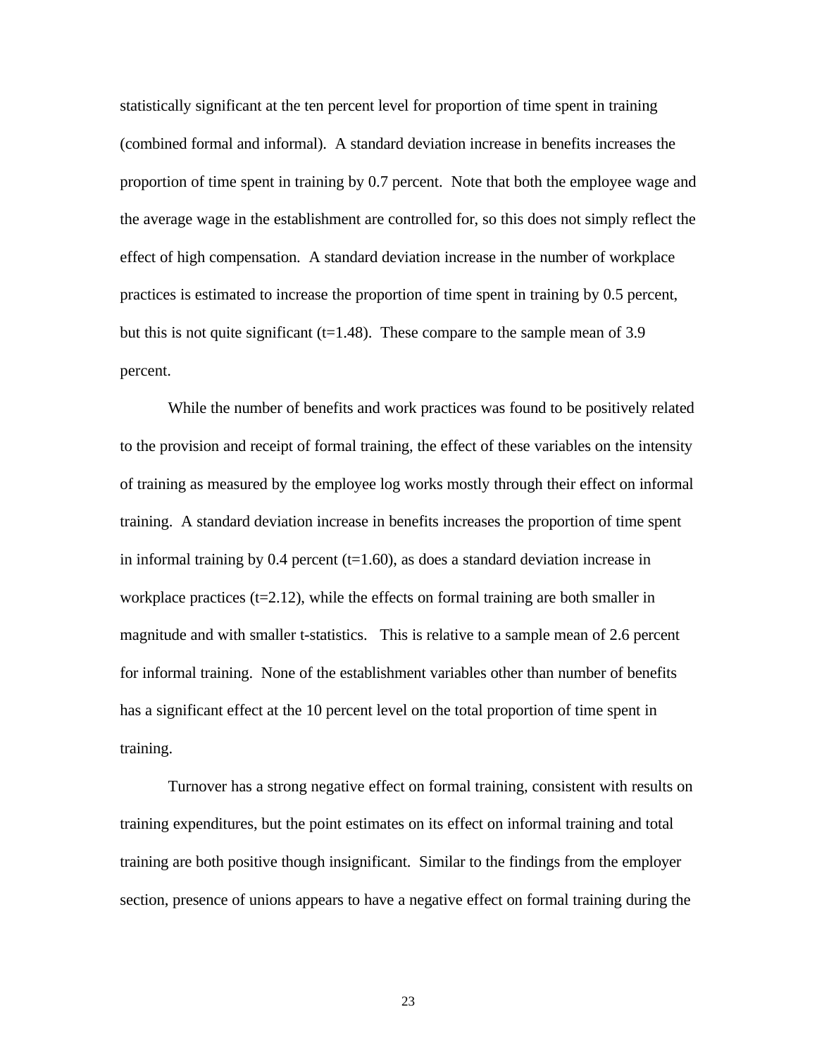statistically significant at the ten percent level for proportion of time spent in training (combined formal and informal). A standard deviation increase in benefits increases the proportion of time spent in training by 0.7 percent. Note that both the employee wage and the average wage in the establishment are controlled for, so this does not simply reflect the effect of high compensation. A standard deviation increase in the number of workplace practices is estimated to increase the proportion of time spent in training by 0.5 percent, but this is not quite significant (t=1.48). These compare to the sample mean of 3.9 percent.

While the number of benefits and work practices was found to be positively related to the provision and receipt of formal training, the effect of these variables on the intensity of training as measured by the employee log works mostly through their effect on informal training. A standard deviation increase in benefits increases the proportion of time spent in informal training by 0.4 percent (t=1.60), as does a standard deviation increase in workplace practices (t=2.12), while the effects on formal training are both smaller in magnitude and with smaller t-statistics. This is relative to a sample mean of 2.6 percent for informal training. None of the establishment variables other than number of benefits has a significant effect at the 10 percent level on the total proportion of time spent in training.

Turnover has a strong negative effect on formal training, consistent with results on training expenditures, but the point estimates on its effect on informal training and total training are both positive though insignificant. Similar to the findings from the employer section, presence of unions appears to have a negative effect on formal training during the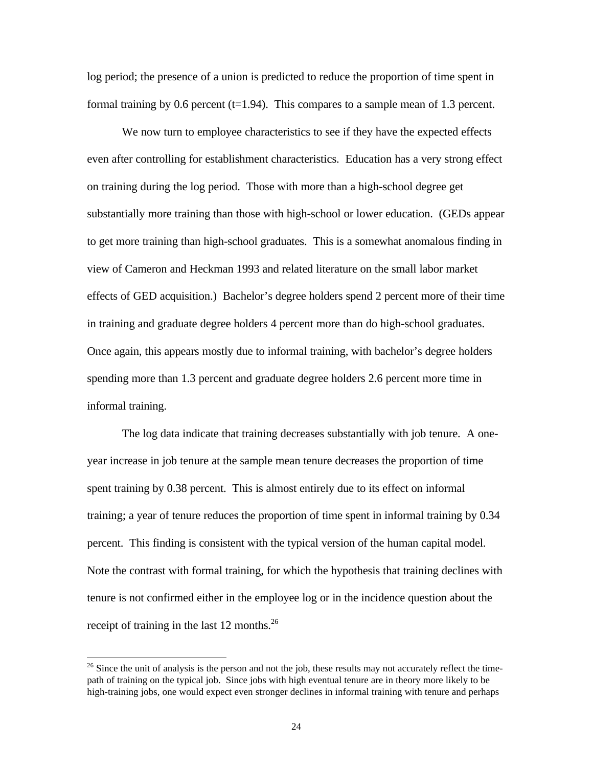log period; the presence of a union is predicted to reduce the proportion of time spent in formal training by 0.6 percent (t=1.94). This compares to a sample mean of 1.3 percent.

We now turn to employee characteristics to see if they have the expected effects even after controlling for establishment characteristics. Education has a very strong effect on training during the log period. Those with more than a high-school degree get substantially more training than those with high-school or lower education. (GEDs appear to get more training than high-school graduates. This is a somewhat anomalous finding in view of Cameron and Heckman 1993 and related literature on the small labor market effects of GED acquisition.) Bachelor's degree holders spend 2 percent more of their time in training and graduate degree holders 4 percent more than do high-school graduates. Once again, this appears mostly due to informal training, with bachelor's degree holders spending more than 1.3 percent and graduate degree holders 2.6 percent more time in informal training.

The log data indicate that training decreases substantially with job tenure. A one-year increase in job tenure at the sample mean tenure decreases the proportion of time spent training by 0.38 percent. This is almost entirely due to its effect on informal training; a year of tenure reduces the proportion of time spent in informal training by 0.34 percent. This finding is consistent with the typical version of the human capital model. Note the contrast with formal training, for which the hypothesis that training declines with tenure is not confirmed either in the employee log or in the incidence question about the receipt of training in the last 12 months.[26]

[26] Since the unit of analysis is the person and not the job, these results may not accurately reflect the time-path of training on the typical job. Since jobs with high eventual tenure are in theory more likely to be high-training jobs, one would expect even stronger declines in informal training with tenure and perhaps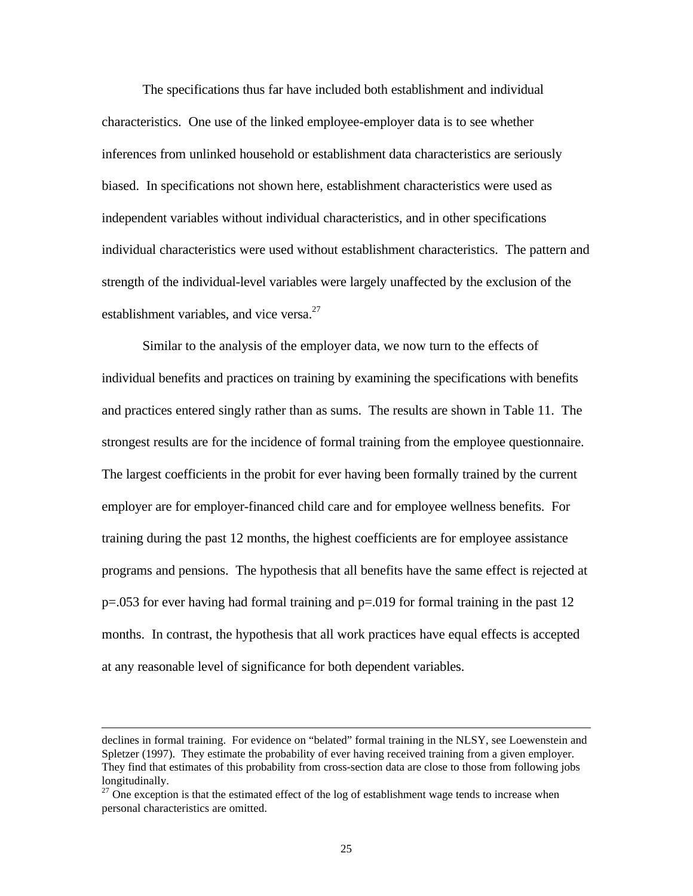The specifications thus far have included both establishment and individual characteristics. One use of the linked employee-employer data is to see whether inferences from unlinked household or establishment data characteristics are seriously biased. In specifications not shown here, establishment characteristics were used as independent variables without individual characteristics, and in other specifications individual characteristics were used without establishment characteristics. The pattern and strength of the individual-level variables were largely unaffected by the exclusion of the establishment variables, and vice versa.[27]

Similar to the analysis of the employer data, we now turn to the effects of individual benefits and practices on training by examining the specifications with benefits and practices entered singly rather than as sums. The results are shown in Table 11. The strongest results are for the incidence of formal training from the employee questionnaire. The largest coefficients in the probit for ever having been formally trained by the current employer are for employer-financed child care and for employee wellness benefits. For training during the past 12 months, the highest coefficients are for employee assistance programs and pensions. The hypothesis that all benefits have the same effect is rejected at p=.053 for ever having had formal training and p=.019 for formal training in the past 12 months. In contrast, the hypothesis that all work practices have equal effects is accepted at any reasonable level of significance for both dependent variables.

---

declines in formal training. For evidence on "belated" formal training in the NLSY, see Loewenstein and Spletzer (1997). They estimate the probability of ever having received training from a given employer. They find that estimates of this probability from cross-section data are close to those from following jobs longitudinally.

[27] One exception is that the estimated effect of the log of establishment wage tends to increase when personal characteristics are omitted.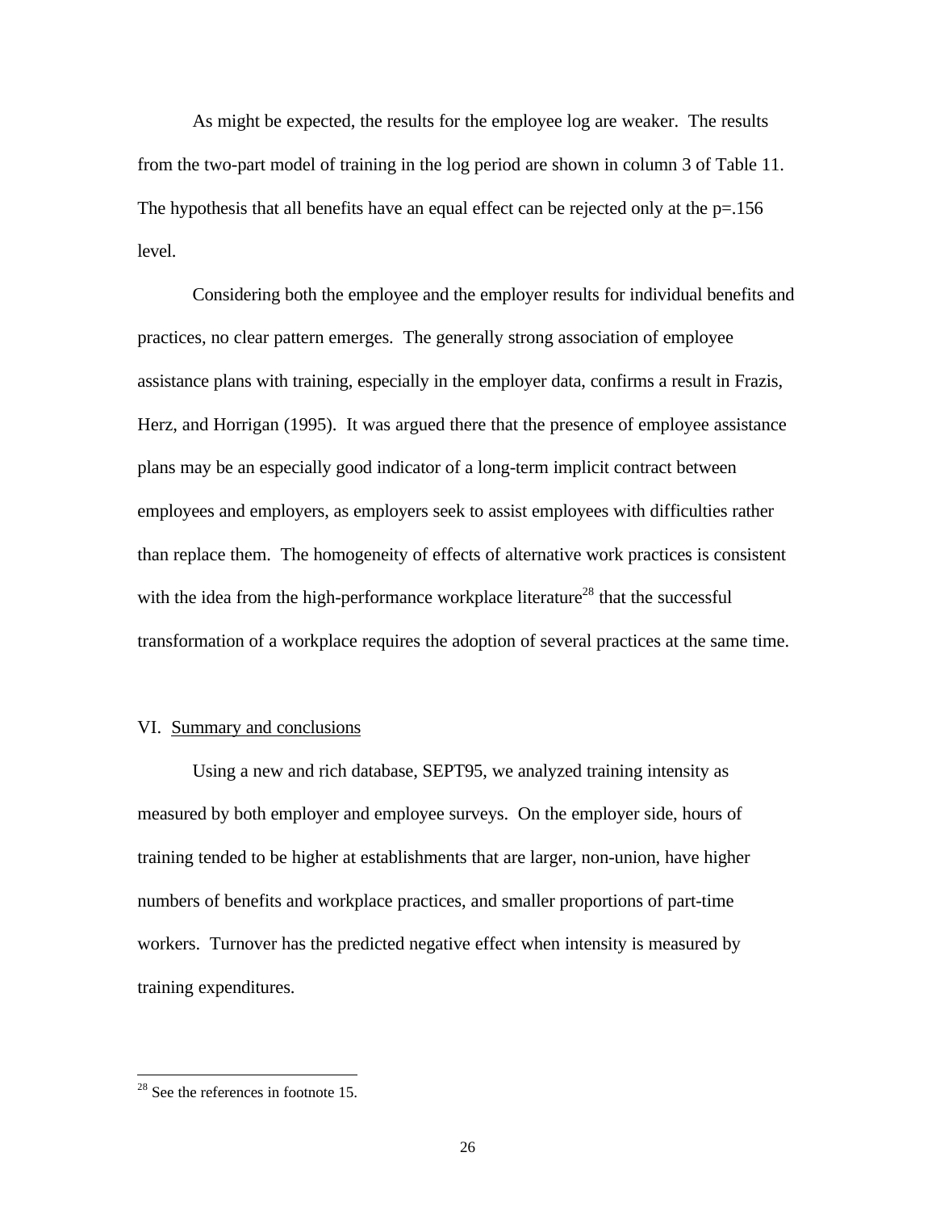As might be expected, the results for the employee log are weaker. The results from the two-part model of training in the log period are shown in column 3 of Table 11. The hypothesis that all benefits have an equal effect can be rejected only at the p=.156 level.

Considering both the employee and the employer results for individual benefits and practices, no clear pattern emerges. The generally strong association of employee assistance plans with training, especially in the employer data, confirms a result in Frazis, Herz, and Horrigan (1995). It was argued there that the presence of employee assistance plans may be an especially good indicator of a long-term implicit contract between employees and employers, as employers seek to assist employees with difficulties rather than replace them. The homogeneity of effects of alternative work practices is consistent with the idea from the high-performance workplace literature[28] that the successful transformation of a workplace requires the adoption of several practices at the same time.

## VI. Summary and conclusions

Using a new and rich database, SEPT95, we analyzed training intensity as measured by both employer and employee surveys. On the employer side, hours of training tended to be higher at establishments that are larger, non-union, have higher numbers of benefits and workplace practices, and smaller proportions of part-time workers. Turnover has the predicted negative effect when intensity is measured by training expenditures.

---

[28] See the references in footnote 15.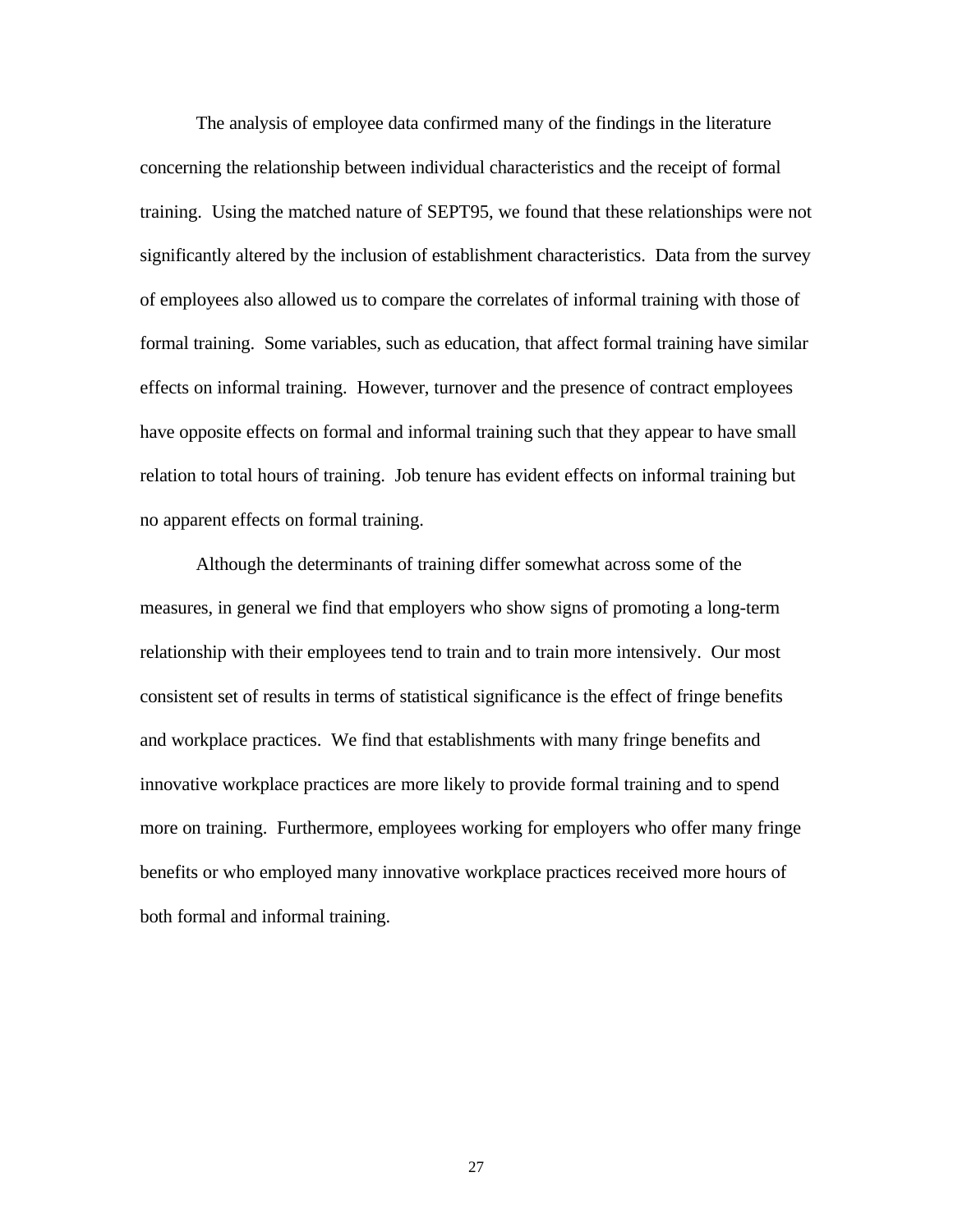The analysis of employee data confirmed many of the findings in the literature concerning the relationship between individual characteristics and the receipt of formal training. Using the matched nature of SEPT95, we found that these relationships were not significantly altered by the inclusion of establishment characteristics. Data from the survey of employees also allowed us to compare the correlates of informal training with those of formal training. Some variables, such as education, that affect formal training have similar effects on informal training. However, turnover and the presence of contract employees have opposite effects on formal and informal training such that they appear to have small relation to total hours of training. Job tenure has evident effects on informal training but no apparent effects on formal training.

Although the determinants of training differ somewhat across some of the measures, in general we find that employers who show signs of promoting a long-term relationship with their employees tend to train and to train more intensively. Our most consistent set of results in terms of statistical significance is the effect of fringe benefits and workplace practices. We find that establishments with many fringe benefits and innovative workplace practices are more likely to provide formal training and to spend more on training. Furthermore, employees working for employers who offer many fringe benefits or who employed many innovative workplace practices received more hours of both formal and informal training.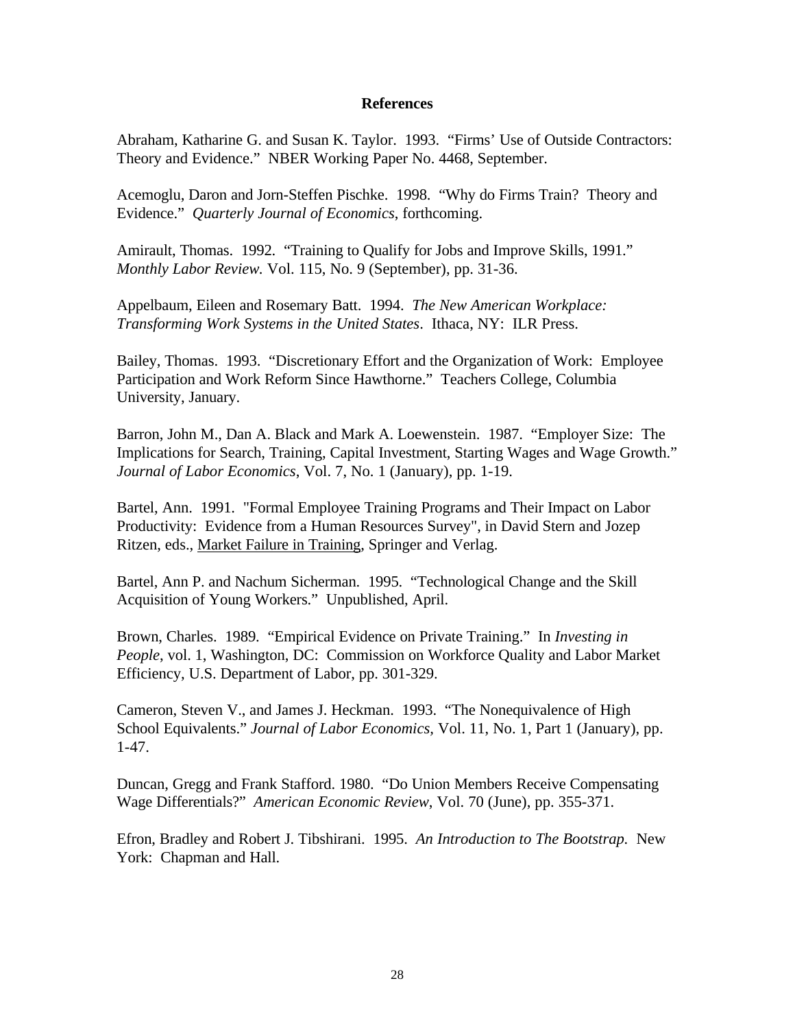## References

Abraham, Katharine G. and Susan K. Taylor. 1993. "Firms' Use of Outside Contractors: Theory and Evidence." NBER Working Paper No. 4468, September.

Acemoglu, Daron and Jorn-Steffen Pischke. 1998. "Why do Firms Train? Theory and Evidence." *Quarterly Journal of Economics*, forthcoming.

Amirault, Thomas. 1992. "Training to Qualify for Jobs and Improve Skills, 1991." *Monthly Labor Review.* Vol. 115, No. 9 (September), pp. 31-36.

Appelbaum, Eileen and Rosemary Batt. 1994. *The New American Workplace: Transforming Work Systems in the United States*. Ithaca, NY: ILR Press.

Bailey, Thomas. 1993. "Discretionary Effort and the Organization of Work: Employee Participation and Work Reform Since Hawthorne." Teachers College, Columbia University, January.

Barron, John M., Dan A. Black and Mark A. Loewenstein. 1987. "Employer Size: The Implications for Search, Training, Capital Investment, Starting Wages and Wage Growth." *Journal of Labor Economics*, Vol. 7, No. 1 (January), pp. 1-19.

Bartel, Ann. 1991. "Formal Employee Training Programs and Their Impact on Labor Productivity: Evidence from a Human Resources Survey", in David Stern and Jozep Ritzen, eds., Market Failure in Training, Springer and Verlag.

Bartel, Ann P. and Nachum Sicherman. 1995. "Technological Change and the Skill Acquisition of Young Workers." Unpublished, April.

Brown, Charles. 1989. "Empirical Evidence on Private Training." In *Investing in People*, vol. 1, Washington, DC: Commission on Workforce Quality and Labor Market Efficiency, U.S. Department of Labor, pp. 301-329.

Cameron, Steven V., and James J. Heckman. 1993. "The Nonequivalence of High School Equivalents." *Journal of Labor Economics*, Vol. 11, No. 1, Part 1 (January), pp. 1-47.

Duncan, Gregg and Frank Stafford. 1980. "Do Union Members Receive Compensating Wage Differentials?" *American Economic Review*, Vol. 70 (June), pp. 355-371.

Efron, Bradley and Robert J. Tibshirani. 1995. *An Introduction to The Bootstrap.* New York: Chapman and Hall.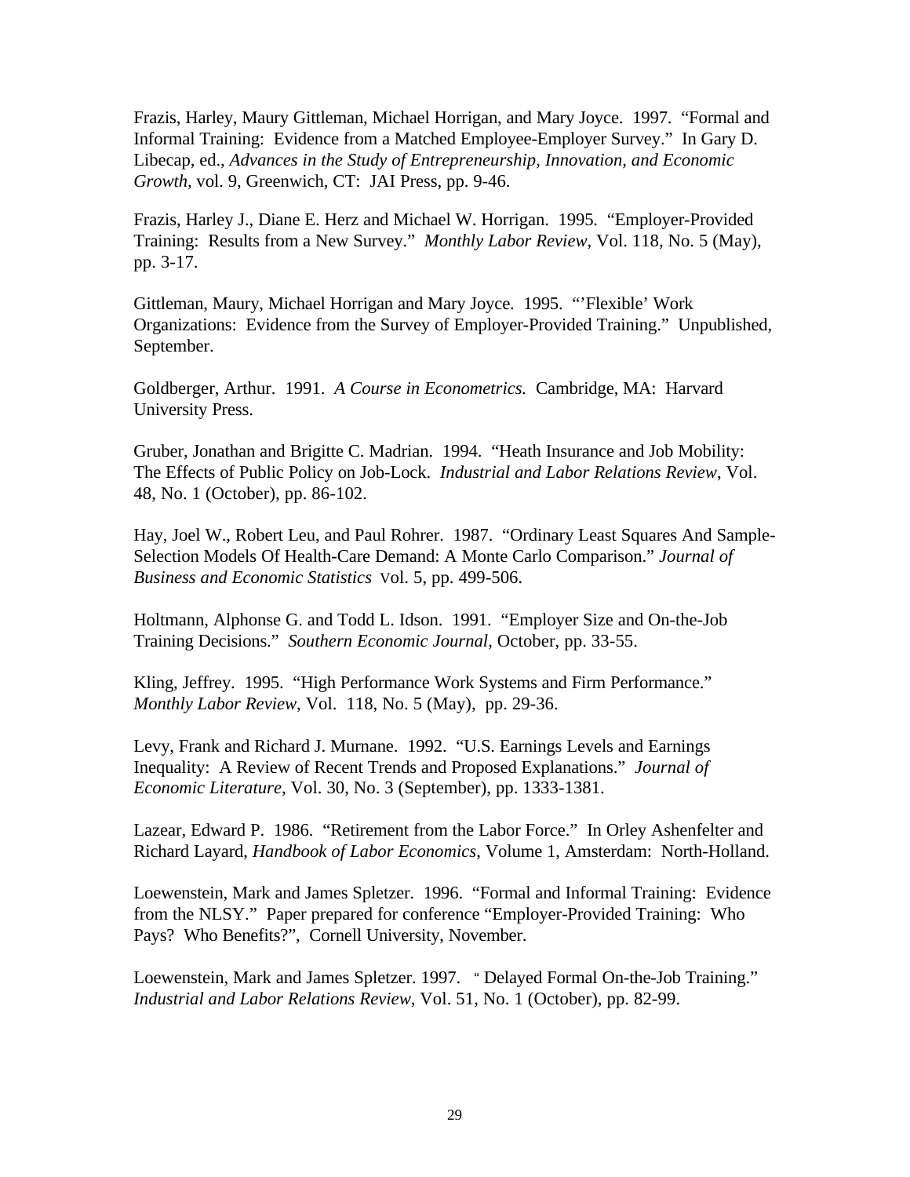Frazis, Harley, Maury Gittleman, Michael Horrigan, and Mary Joyce. 1997. "Formal and Informal Training: Evidence from a Matched Employee-Employer Survey." In Gary D. Libecap, ed., *Advances in the Study of Entrepreneurship, Innovation, and Economic Growth*, vol. 9, Greenwich, CT: JAI Press, pp. 9-46.

Frazis, Harley J., Diane E. Herz and Michael W. Horrigan. 1995. "Employer-Provided Training: Results from a New Survey." *Monthly Labor Review*, Vol. 118, No. 5 (May), pp. 3-17.

Gittleman, Maury, Michael Horrigan and Mary Joyce. 1995. "'Flexible' Work Organizations: Evidence from the Survey of Employer-Provided Training." Unpublished, September.

Goldberger, Arthur. 1991. *A Course in Econometrics.* Cambridge, MA: Harvard University Press.

Gruber, Jonathan and Brigitte C. Madrian. 1994. "Heath Insurance and Job Mobility: The Effects of Public Policy on Job-Lock. *Industrial and Labor Relations Review*, Vol. 48, No. 1 (October), pp. 86-102.

Hay, Joel W., Robert Leu, and Paul Rohrer. 1987. "Ordinary Least Squares And Sample-Selection Models Of Health-Care Demand: A Monte Carlo Comparison." *Journal of Business and Economic Statistics* Vol. 5, pp. 499-506.

Holtmann, Alphonse G. and Todd L. Idson. 1991. "Employer Size and On-the-Job Training Decisions." *Southern Economic Journal*, October, pp. 33-55.

Kling, Jeffrey. 1995. "High Performance Work Systems and Firm Performance." *Monthly Labor Review*, Vol. 118, No. 5 (May), pp. 29-36.

Levy, Frank and Richard J. Murnane. 1992. "U.S. Earnings Levels and Earnings Inequality: A Review of Recent Trends and Proposed Explanations." *Journal of Economic Literature*, Vol. 30, No. 3 (September), pp. 1333-1381.

Lazear, Edward P. 1986. "Retirement from the Labor Force." In Orley Ashenfelter and Richard Layard, *Handbook of Labor Economics*, Volume 1, Amsterdam: North-Holland.

Loewenstein, Mark and James Spletzer. 1996. "Formal and Informal Training: Evidence from the NLSY." Paper prepared for conference "Employer-Provided Training: Who Pays? Who Benefits?", Cornell University, November.

Loewenstein, Mark and James Spletzer. 1997. " Delayed Formal On-the-Job Training." *Industrial and Labor Relations Review*, Vol. 51, No. 1 (October), pp. 82-99.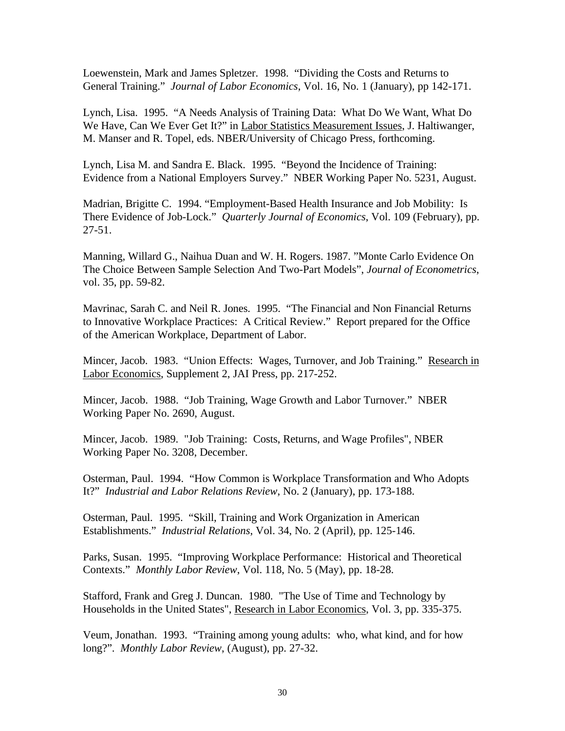Loewenstein, Mark and James Spletzer. 1998. "Dividing the Costs and Returns to General Training." *Journal of Labor Economics*, Vol. 16, No. 1 (January), pp 142-171.

Lynch, Lisa. 1995. "A Needs Analysis of Training Data: What Do We Want, What Do We Have, Can We Ever Get It?" in Labor Statistics Measurement Issues, J. Haltiwanger, M. Manser and R. Topel, eds. NBER/University of Chicago Press, forthcoming.

Lynch, Lisa M. and Sandra E. Black. 1995. "Beyond the Incidence of Training: Evidence from a National Employers Survey." NBER Working Paper No. 5231, August.

Madrian, Brigitte C. 1994. "Employment-Based Health Insurance and Job Mobility: Is There Evidence of Job-Lock." *Quarterly Journal of Economics*, Vol. 109 (February), pp. 27-51.

Manning, Willard G., Naihua Duan and W. H. Rogers. 1987. "Monte Carlo Evidence On The Choice Between Sample Selection And Two-Part Models", *Journal of Econometrics*, vol. 35, pp. 59-82.

Mavrinac, Sarah C. and Neil R. Jones. 1995. "The Financial and Non Financial Returns to Innovative Workplace Practices: A Critical Review." Report prepared for the Office of the American Workplace, Department of Labor.

Mincer, Jacob. 1983. "Union Effects: Wages, Turnover, and Job Training." Research in Labor Economics, Supplement 2, JAI Press, pp. 217-252.

Mincer, Jacob. 1988. "Job Training, Wage Growth and Labor Turnover." NBER Working Paper No. 2690, August.

Mincer, Jacob. 1989. "Job Training: Costs, Returns, and Wage Profiles", NBER Working Paper No. 3208, December.

Osterman, Paul. 1994. "How Common is Workplace Transformation and Who Adopts It?" *Industrial and Labor Relations Review*, No. 2 (January), pp. 173-188.

Osterman, Paul. 1995. "Skill, Training and Work Organization in American Establishments." *Industrial Relations*, Vol. 34, No. 2 (April), pp. 125-146.

Parks, Susan. 1995. "Improving Workplace Performance: Historical and Theoretical Contexts." *Monthly Labor Review*, Vol. 118, No. 5 (May), pp. 18-28.

Stafford, Frank and Greg J. Duncan. 1980. "The Use of Time and Technology by Households in the United States", Research in Labor Economics, Vol. 3, pp. 335-375.

Veum, Jonathan. 1993. "Training among young adults: who, what kind, and for how long?". *Monthly Labor Review*, (August), pp. 27-32.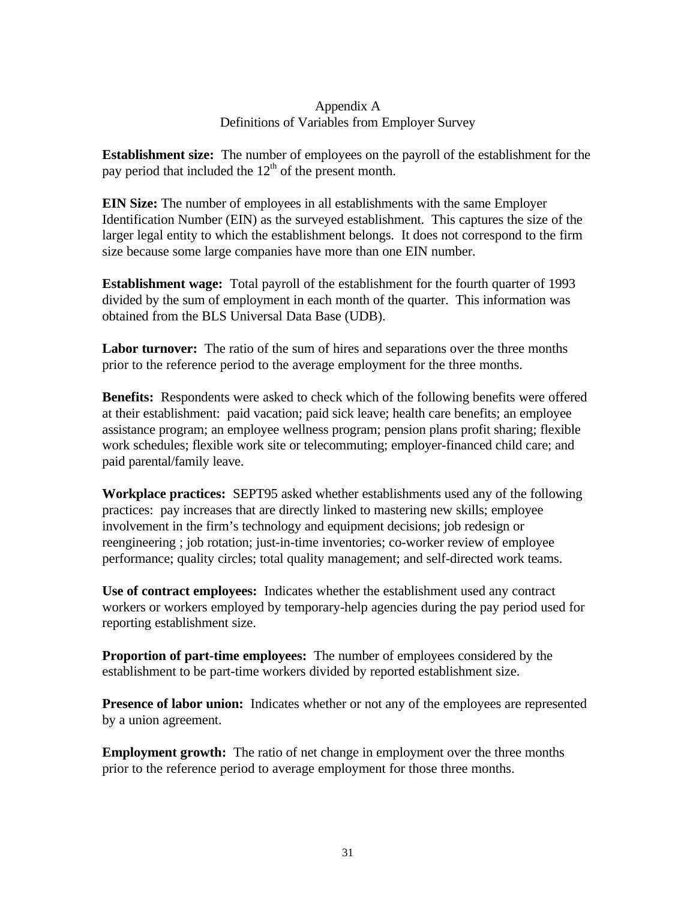# Appendix A
## Definitions of Variables from Employer Survey

**Establishment size:** The number of employees on the payroll of the establishment for the pay period that included the 12th of the present month.

**EIN Size:** The number of employees in all establishments with the same Employer Identification Number (EIN) as the surveyed establishment. This captures the size of the larger legal entity to which the establishment belongs. It does not correspond to the firm size because some large companies have more than one EIN number.

**Establishment wage:** Total payroll of the establishment for the fourth quarter of 1993 divided by the sum of employment in each month of the quarter. This information was obtained from the BLS Universal Data Base (UDB).

**Labor turnover:** The ratio of the sum of hires and separations over the three months prior to the reference period to the average employment for the three months.

**Benefits:** Respondents were asked to check which of the following benefits were offered at their establishment: paid vacation; paid sick leave; health care benefits; an employee assistance program; an employee wellness program; pension plans profit sharing; flexible work schedules; flexible work site or telecommuting; employer-financed child care; and paid parental/family leave.

**Workplace practices:** SEPT95 asked whether establishments used any of the following practices: pay increases that are directly linked to mastering new skills; employee involvement in the firm's technology and equipment decisions; job redesign or reengineering ; job rotation; just-in-time inventories; co-worker review of employee performance; quality circles; total quality management; and self-directed work teams.

**Use of contract employees:** Indicates whether the establishment used any contract workers or workers employed by temporary-help agencies during the pay period used for reporting establishment size.

**Proportion of part-time employees:** The number of employees considered by the establishment to be part-time workers divided by reported establishment size.

**Presence of labor union:** Indicates whether or not any of the employees are represented by a union agreement.

**Employment growth:** The ratio of net change in employment over the three months prior to the reference period to average employment for those three months.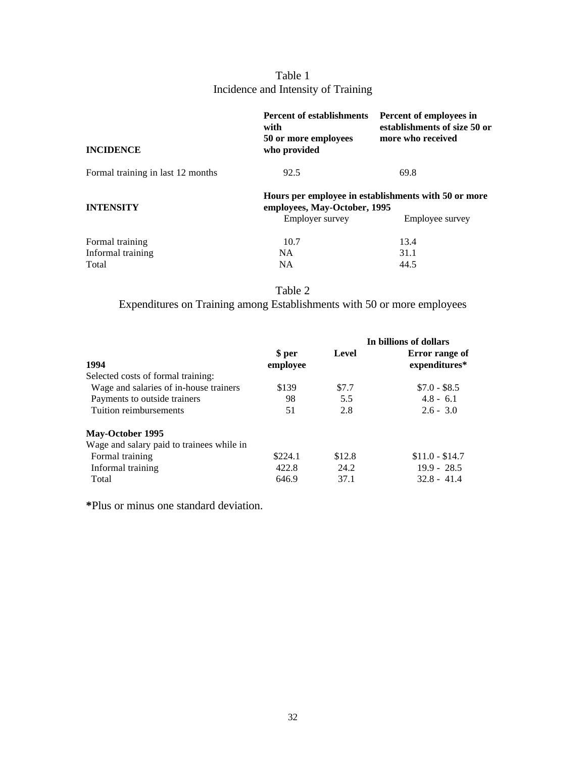Table 1
Incidence and Intensity of Training

| INCIDENCE | Percent of establishments with 50 or more employees who provided | Percent of employees in establishments of size 50 or more who received |
|---|---|---|
| Formal training in last 12 months | 92.5 | 69.8 |

| INTENSITY | Hours per employee in establishments with 50 or more employees, May-October, 1995 | |
|---|---|---|
| | Employer survey | Employee survey |
| Formal training | 10.7 | 13.4 |
| Informal training | NA | 31.1 |
| Total | NA | 44.5 |

Table 2
Expenditures on Training among Establishments with 50 or more employees

| | | In billions of dollars | |
|---|---|---|---|
| **1994** | **$ per employee** | **Level** | **Error range of expenditures*** |
| Selected costs of formal training: | | | |
| Wage and salaries of in-house trainers | $139 | $7.7 | $7.0 - $8.5 |
| Payments to outside trainers | 98 | 5.5 | 4.8 - 6.1 |
| Tuition reimbursements | 51 | 2.8 | 2.6 - 3.0 |
| **May-October 1995** | | | |
| Wage and salary paid to trainees while in | | | |
| Formal training | $224.1 | $12.8 | $11.0 - $14.7 |
| Informal training | 422.8 | 24.2 | 19.9 - 28.5 |
| Total | 646.9 | 37.1 | 32.8 - 41.4 |

*Plus or minus one standard deviation.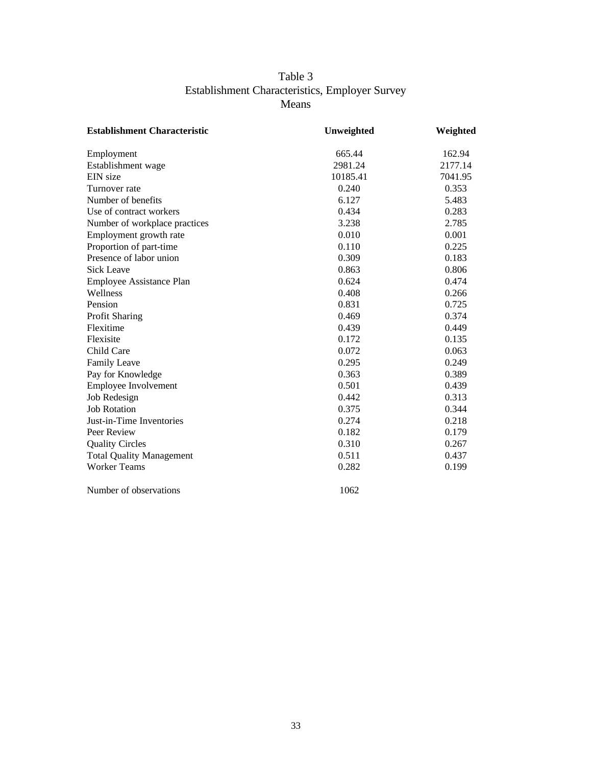# Table 3
## Establishment Characteristics, Employer Survey
## Means

| Establishment Characteristic | Unweighted | Weighted |
|---|---|---|
| Employment | 665.44 | 162.94 |
| Establishment wage | 2981.24 | 2177.14 |
| EIN size | 10185.41 | 7041.95 |
| Turnover rate | 0.240 | 0.353 |
| Number of benefits | 6.127 | 5.483 |
| Use of contract workers | 0.434 | 0.283 |
| Number of workplace practices | 3.238 | 2.785 |
| Employment growth rate | 0.010 | 0.001 |
| Proportion of part-time | 0.110 | 0.225 |
| Presence of labor union | 0.309 | 0.183 |
| Sick Leave | 0.863 | 0.806 |
| Employee Assistance Plan | 0.624 | 0.474 |
| Wellness | 0.408 | 0.266 |
| Pension | 0.831 | 0.725 |
| Profit Sharing | 0.469 | 0.374 |
| Flexitime | 0.439 | 0.449 |
| Flexisite | 0.172 | 0.135 |
| Child Care | 0.072 | 0.063 |
| Family Leave | 0.295 | 0.249 |
| Pay for Knowledge | 0.363 | 0.389 |
| Employee Involvement | 0.501 | 0.439 |
| Job Redesign | 0.442 | 0.313 |
| Job Rotation | 0.375 | 0.344 |
| Just-in-Time Inventories | 0.274 | 0.218 |
| Peer Review | 0.182 | 0.179 |
| Quality Circles | 0.310 | 0.267 |
| Total Quality Management | 0.511 | 0.437 |
| Worker Teams | 0.282 | 0.199 |
| Number of observations | 1062 | |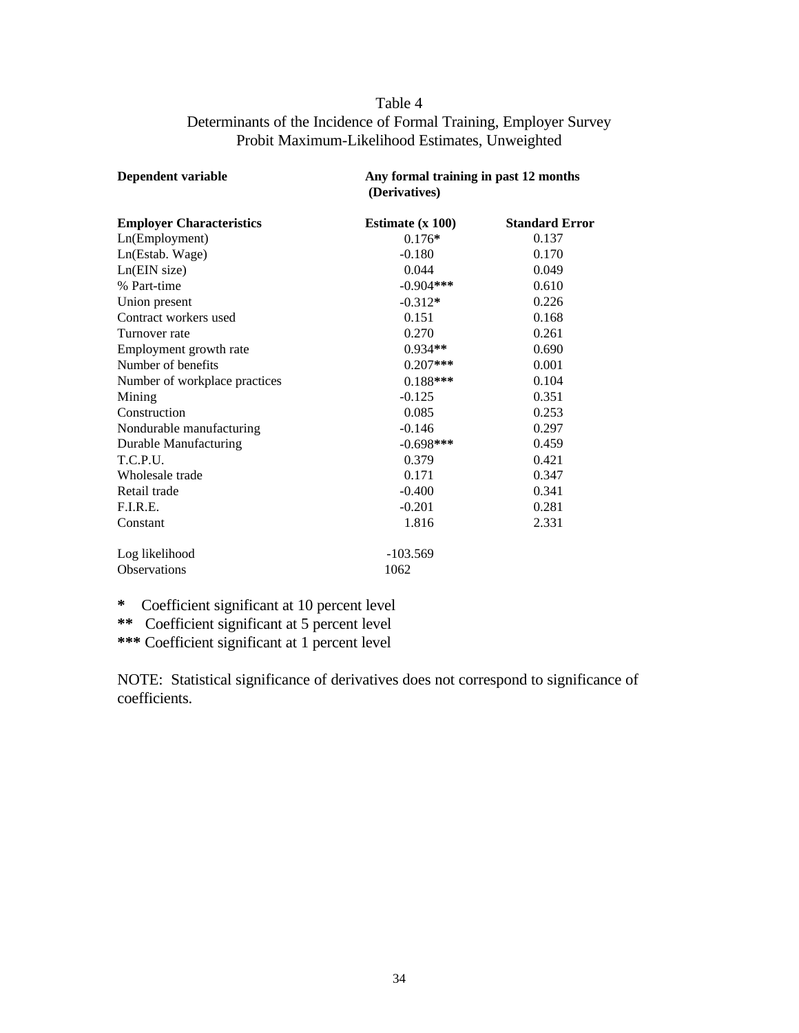Table 4
Determinants of the Incidence of Formal Training, Employer Survey
Probit Maximum-Likelihood Estimates, Unweighted

| **Dependent variable** | **Any formal training in past 12 months (Derivatives)** | |
|---|---|---|
| **Employer Characteristics** | **Estimate (x 100)** | **Standard Error** |
| Ln(Employment) | 0.176* | 0.137 |
| Ln(Estab. Wage) | -0.180 | 0.170 |
| Ln(EIN size) | 0.044 | 0.049 |
| % Part-time | -0.904*** | 0.610 |
| Union present | -0.312* | 0.226 |
| Contract workers used | 0.151 | 0.168 |
| Turnover rate | 0.270 | 0.261 |
| Employment growth rate | 0.934** | 0.690 |
| Number of benefits | 0.207*** | 0.001 |
| Number of workplace practices | 0.188*** | 0.104 |
| Mining | -0.125 | 0.351 |
| Construction | 0.085 | 0.253 |
| Nondurable manufacturing | -0.146 | 0.297 |
| Durable Manufacturing | -0.698*** | 0.459 |
| T.C.P.U. | 0.379 | 0.421 |
| Wholesale trade | 0.171 | 0.347 |
| Retail trade | -0.400 | 0.341 |
| F.I.R.E. | -0.201 | 0.281 |
| Constant | 1.816 | 2.331 |
| Log likelihood | -103.569 | |
| Observations | 1062 | |

**\*** Coefficient significant at 10 percent level
**\*\*** Coefficient significant at 5 percent level
**\*\*\*** Coefficient significant at 1 percent level

NOTE: Statistical significance of derivatives does not correspond to significance of coefficients.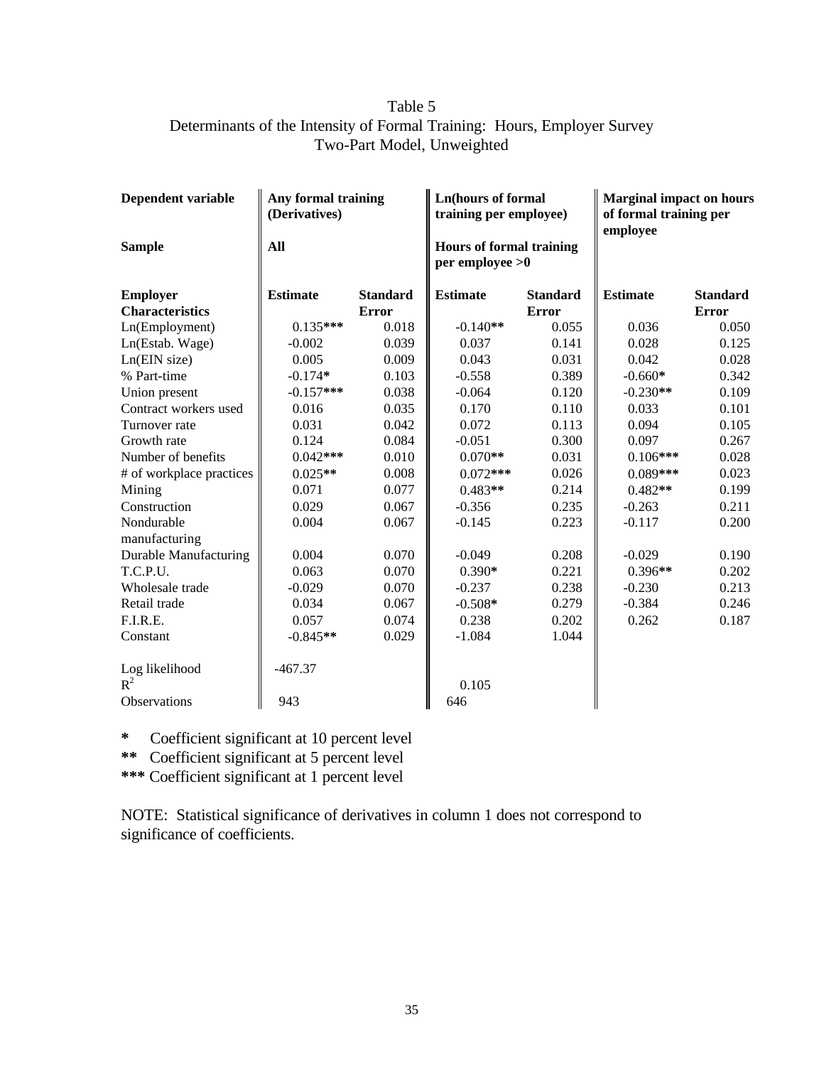Table 5
Determinants of the Intensity of Formal Training: Hours, Employer Survey
Two-Part Model, Unweighted

| Dependent variable | Any formal training (Derivatives) | | Ln(hours of formal training per employee) | | Marginal impact on hours of formal training per employee | |
|---|---|---|---|---|---|---|
| **Sample** | **All** | | **Hours of formal training per employee >0** | | | |
| **Employer Characteristics** | **Estimate** | **Standard Error** | **Estimate** | **Standard Error** | **Estimate** | **Standard Error** |
| Ln(Employment) | 0.135*** | 0.018 | -0.140** | 0.055 | 0.036 | 0.050 |
| Ln(Estab. Wage) | -0.002 | 0.039 | 0.037 | 0.141 | 0.028 | 0.125 |
| Ln(EIN size) | 0.005 | 0.009 | 0.043 | 0.031 | 0.042 | 0.028 |
| % Part-time | -0.174* | 0.103 | -0.558 | 0.389 | -0.660* | 0.342 |
| Union present | -0.157*** | 0.038 | -0.064 | 0.120 | -0.230** | 0.109 |
| Contract workers used | 0.016 | 0.035 | 0.170 | 0.110 | 0.033 | 0.101 |
| Turnover rate | 0.031 | 0.042 | 0.072 | 0.113 | 0.094 | 0.105 |
| Growth rate | 0.124 | 0.084 | -0.051 | 0.300 | 0.097 | 0.267 |
| Number of benefits | 0.042*** | 0.010 | 0.070** | 0.031 | 0.106*** | 0.028 |
| # of workplace practices | 0.025** | 0.008 | 0.072*** | 0.026 | 0.089*** | 0.023 |
| Mining | 0.071 | 0.077 | 0.483** | 0.214 | 0.482** | 0.199 |
| Construction | 0.029 | 0.067 | -0.356 | 0.235 | -0.263 | 0.211 |
| Nondurable manufacturing | 0.004 | 0.067 | -0.145 | 0.223 | -0.117 | 0.200 |
| Durable Manufacturing | 0.004 | 0.070 | -0.049 | 0.208 | -0.029 | 0.190 |
| T.C.P.U. | 0.063 | 0.070 | 0.390* | 0.221 | 0.396** | 0.202 |
| Wholesale trade | -0.029 | 0.070 | -0.237 | 0.238 | -0.230 | 0.213 |
| Retail trade | 0.034 | 0.067 | -0.508* | 0.279 | -0.384 | 0.246 |
| F.I.R.E. | 0.057 | 0.074 | 0.238 | 0.202 | 0.262 | 0.187 |
| Constant | -0.845** | 0.029 | -1.084 | 1.044 | | |
| Log likelihood | -467.37 | | | | | |
| $R^2$ | | | 0.105 | | | |
| Observations | 943 | | 646 | | | |

\* Coefficient significant at 10 percent level
\** Coefficient significant at 5 percent level
\*** Coefficient significant at 1 percent level

NOTE: Statistical significance of derivatives in column 1 does not correspond to significance of coefficients.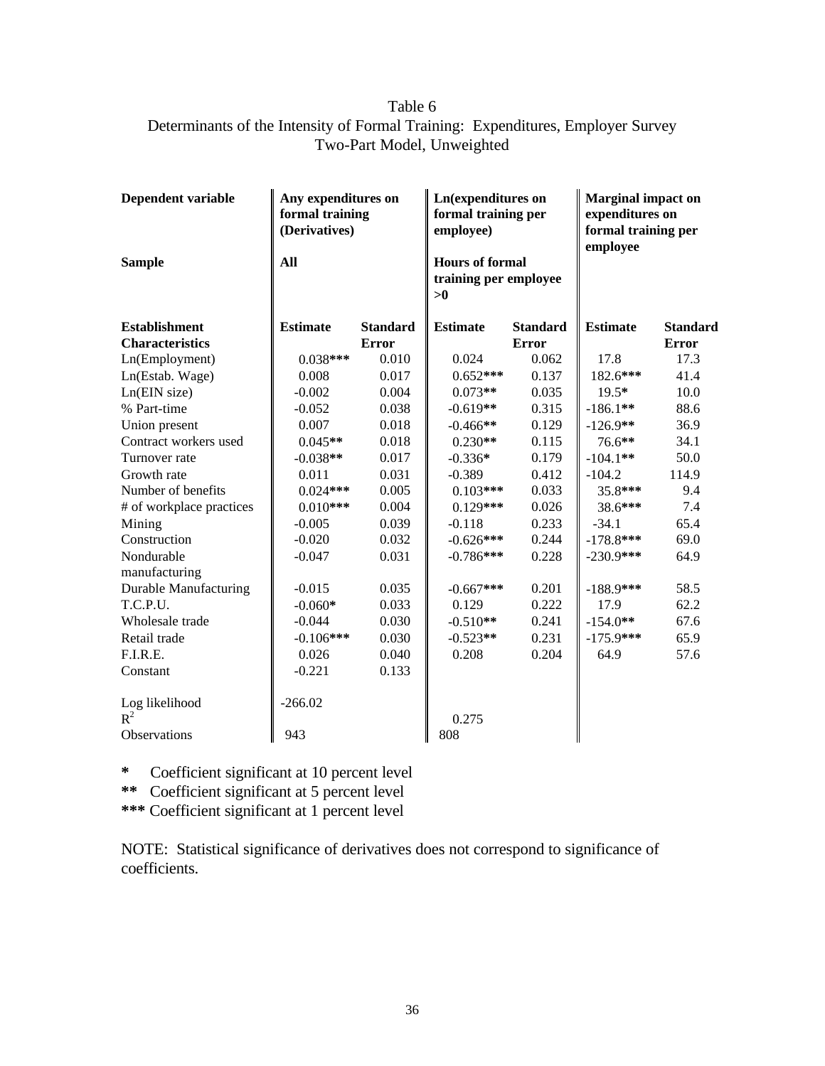Table 6
Determinants of the Intensity of Formal Training: Expenditures, Employer Survey
Two-Part Model, Unweighted

| **Dependent variable** | **Any expenditures on formal training (Derivatives)** | | **Ln(expenditures on formal training per employee)** | | **Marginal impact on expenditures on formal training per employee** | |
|---|---|---|---|---|---|---|
| **Sample** | **All** | | **Hours of formal training per employee >0** | | | |
| **Establishment Characteristics** | **Estimate** | **Standard Error** | **Estimate** | **Standard Error** | **Estimate** | **Standard Error** |
| Ln(Employment) | 0.038*** | 0.010 | 0.024 | 0.062 | 17.8 | 17.3 |
| Ln(Estab. Wage) | 0.008 | 0.017 | 0.652*** | 0.137 | 182.6*** | 41.4 |
| Ln(EIN size) | -0.002 | 0.004 | 0.073** | 0.035 | 19.5* | 10.0 |
| % Part-time | -0.052 | 0.038 | -0.619** | 0.315 | -186.1** | 88.6 |
| Union present | 0.007 | 0.018 | -0.466** | 0.129 | -126.9** | 36.9 |
| Contract workers used | 0.045** | 0.018 | 0.230** | 0.115 | 76.6** | 34.1 |
| Turnover rate | -0.038** | 0.017 | -0.336* | 0.179 | -104.1** | 50.0 |
| Growth rate | 0.011 | 0.031 | -0.389 | 0.412 | -104.2 | 114.9 |
| Number of benefits | 0.024*** | 0.005 | 0.103*** | 0.033 | 35.8*** | 9.4 |
| # of workplace practices | 0.010*** | 0.004 | 0.129*** | 0.026 | 38.6*** | 7.4 |
| Mining | -0.005 | 0.039 | -0.118 | 0.233 | -34.1 | 65.4 |
| Construction | -0.020 | 0.032 | -0.626*** | 0.244 | -178.8*** | 69.0 |
| Nondurable manufacturing | -0.047 | 0.031 | -0.786*** | 0.228 | -230.9*** | 64.9 |
| Durable Manufacturing | -0.015 | 0.035 | -0.667*** | 0.201 | -188.9*** | 58.5 |
| T.C.P.U. | -0.060* | 0.033 | 0.129 | 0.222 | 17.9 | 62.2 |
| Wholesale trade | -0.044 | 0.030 | -0.510** | 0.241 | -154.0** | 67.6 |
| Retail trade | -0.106*** | 0.030 | -0.523** | 0.231 | -175.9*** | 65.9 |
| F.I.R.E. | 0.026 | 0.040 | 0.208 | 0.204 | 64.9 | 57.6 |
| Constant | -0.221 | 0.133 | | | | |
| Log likelihood | -266.02 | | | | | |
| $R^2$ | | | 0.275 | | | |
| Observations | 943 | | 808 | | | |

\* Coefficient significant at 10 percent level
\** Coefficient significant at 5 percent level
\*** Coefficient significant at 1 percent level

NOTE: Statistical significance of derivatives does not correspond to significance of coefficients.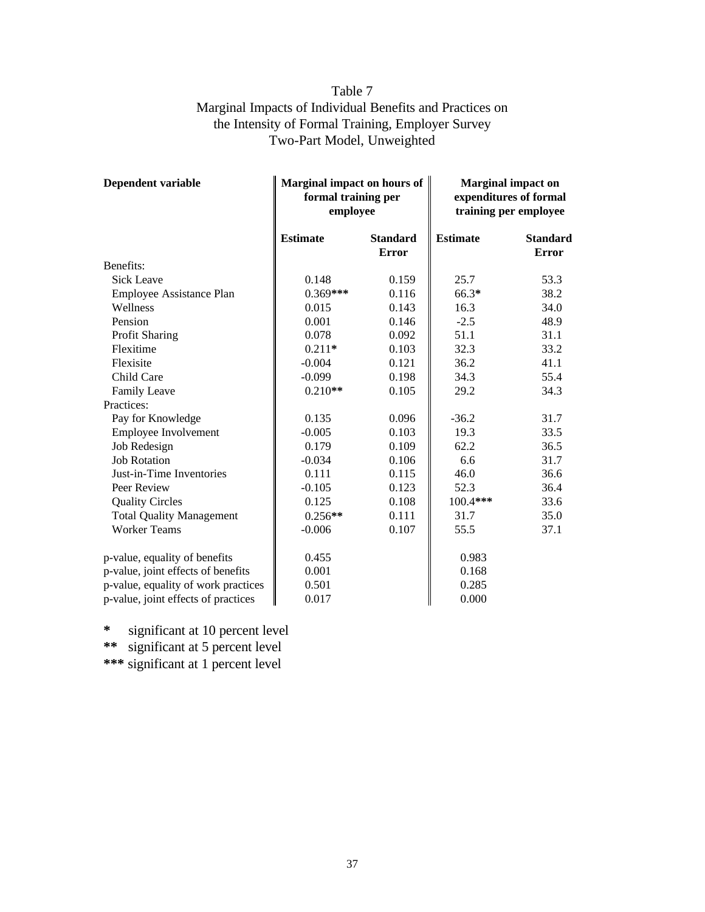Table 7
Marginal Impacts of Individual Benefits and Practices on the Intensity of Formal Training, Employer Survey
Two-Part Model, Unweighted

| **Dependent variable** | **Marginal impact on hours of formal training per employee** | | **Marginal impact on expenditures of formal training per employee** | |
|---|---|---|---|---|
| | **Estimate** | **Standard Error** | **Estimate** | **Standard Error** |
| Benefits: | | | | |
| Sick Leave | 0.148 | 0.159 | 25.7 | 53.3 |
| Employee Assistance Plan | 0.369*** | 0.116 | 66.3* | 38.2 |
| Wellness | 0.015 | 0.143 | 16.3 | 34.0 |
| Pension | 0.001 | 0.146 | -2.5 | 48.9 |
| Profit Sharing | 0.078 | 0.092 | 51.1 | 31.1 |
| Flexitime | 0.211* | 0.103 | 32.3 | 33.2 |
| Flexisite | -0.004 | 0.121 | 36.2 | 41.1 |
| Child Care | -0.099 | 0.198 | 34.3 | 55.4 |
| Family Leave | 0.210** | 0.105 | 29.2 | 34.3 |
| Practices: | | | | |
| Pay for Knowledge | 0.135 | 0.096 | -36.2 | 31.7 |
| Employee Involvement | -0.005 | 0.103 | 19.3 | 33.5 |
| Job Redesign | 0.179 | 0.109 | 62.2 | 36.5 |
| Job Rotation | -0.034 | 0.106 | 6.6 | 31.7 |
| Just-in-Time Inventories | 0.111 | 0.115 | 46.0 | 36.6 |
| Peer Review | -0.105 | 0.123 | 52.3 | 36.4 |
| Quality Circles | 0.125 | 0.108 | 100.4*** | 33.6 |
| Total Quality Management | 0.256** | 0.111 | 31.7 | 35.0 |
| Worker Teams | -0.006 | 0.107 | 55.5 | 37.1 |
| p-value, equality of benefits | 0.455 | | 0.983 | |
| p-value, joint effects of benefits | 0.001 | | 0.168 | |
| p-value, equality of work practices | 0.501 | | 0.285 | |
| p-value, joint effects of practices | 0.017 | | 0.000 | |

\* significant at 10 percent level
\** significant at 5 percent level
\*** significant at 1 percent level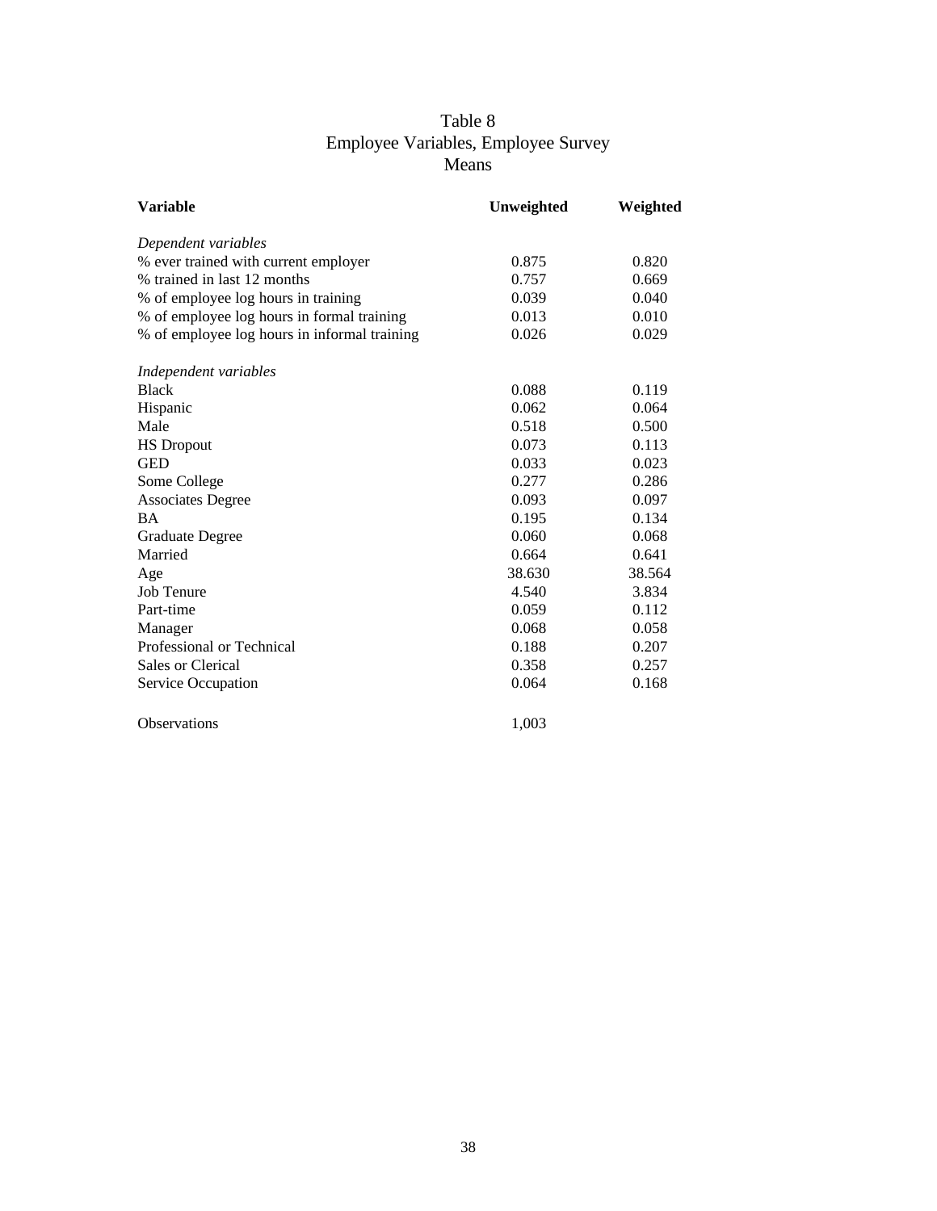# Table 8
## Employee Variables, Employee Survey
### Means

| Variable | Unweighted | Weighted |
|---|---|---|
| *Dependent variables* | | |
| % ever trained with current employer | 0.875 | 0.820 |
| % trained in last 12 months | 0.757 | 0.669 |
| % of employee log hours in training | 0.039 | 0.040 |
| % of employee log hours in formal training | 0.013 | 0.010 |
| % of employee log hours in informal training | 0.026 | 0.029 |
| *Independent variables* | | |
| Black | 0.088 | 0.119 |
| Hispanic | 0.062 | 0.064 |
| Male | 0.518 | 0.500 |
| HS Dropout | 0.073 | 0.113 |
| GED | 0.033 | 0.023 |
| Some College | 0.277 | 0.286 |
| Associates Degree | 0.093 | 0.097 |
| BA | 0.195 | 0.134 |
| Graduate Degree | 0.060 | 0.068 |
| Married | 0.664 | 0.641 |
| Age | 38.630 | 38.564 |
| Job Tenure | 4.540 | 3.834 |
| Part-time | 0.059 | 0.112 |
| Manager | 0.068 | 0.058 |
| Professional or Technical | 0.188 | 0.207 |
| Sales or Clerical | 0.358 | 0.257 |
| Service Occupation | 0.064 | 0.168 |
| Observations | 1,003 | |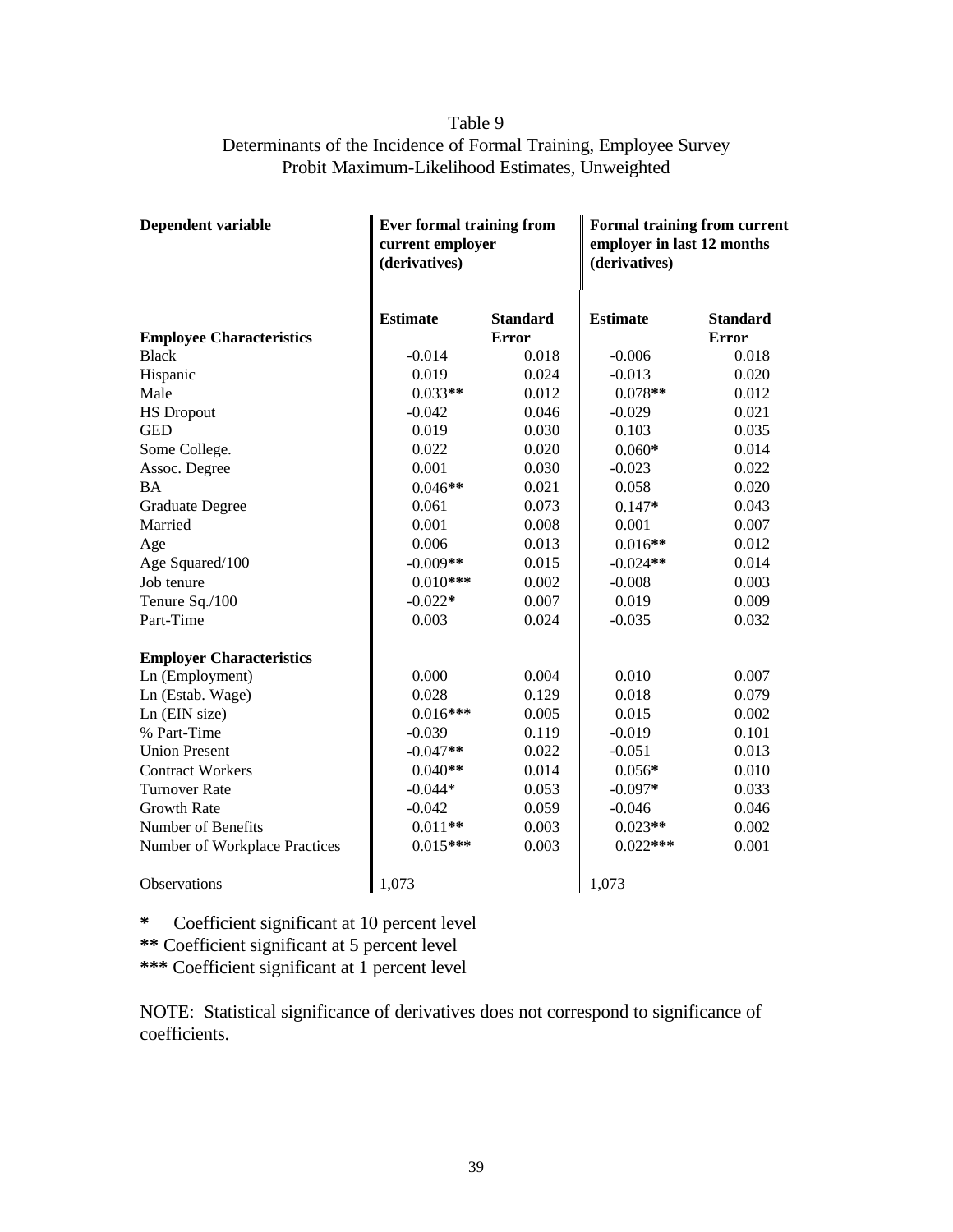Table 9
Determinants of the Incidence of Formal Training, Employee Survey
Probit Maximum-Likelihood Estimates, Unweighted

| **Dependent variable** | **Ever formal training from current employer (derivatives)** | | **Formal training from current employer in last 12 months (derivatives)** | |
|---|---|---|---|---|
| **Employee Characteristics** | **Estimate** | **Standard Error** | **Estimate** | **Standard Error** |
| Black | -0.014 | 0.018 | -0.006 | 0.018 |
| Hispanic | 0.019 | 0.024 | -0.013 | 0.020 |
| Male | 0.033** | 0.012 | 0.078** | 0.012 |
| HS Dropout | -0.042 | 0.046 | -0.029 | 0.021 |
| GED | 0.019 | 0.030 | 0.103 | 0.035 |
| Some College. | 0.022 | 0.020 | 0.060* | 0.014 |
| Assoc. Degree | 0.001 | 0.030 | -0.023 | 0.022 |
| BA | 0.046** | 0.021 | 0.058 | 0.020 |
| Graduate Degree | 0.061 | 0.073 | 0.147* | 0.043 |
| Married | 0.001 | 0.008 | 0.001 | 0.007 |
| Age | 0.006 | 0.013 | 0.016** | 0.012 |
| Age Squared/100 | -0.009** | 0.015 | -0.024** | 0.014 |
| Job tenure | 0.010*** | 0.002 | -0.008 | 0.003 |
| Tenure Sq./100 | -0.022* | 0.007 | 0.019 | 0.009 |
| Part-Time | 0.003 | 0.024 | -0.035 | 0.032 |
| **Employer Characteristics** | | | | |
| Ln (Employment) | 0.000 | 0.004 | 0.010 | 0.007 |
| Ln (Estab. Wage) | 0.028 | 0.129 | 0.018 | 0.079 |
| Ln (EIN size) | 0.016*** | 0.005 | 0.015 | 0.002 |
| % Part-Time | -0.039 | 0.119 | -0.019 | 0.101 |
| Union Present | -0.047** | 0.022 | -0.051 | 0.013 |
| Contract Workers | 0.040** | 0.014 | 0.056* | 0.010 |
| Turnover Rate | -0.044* | 0.053 | -0.097* | 0.033 |
| Growth Rate | -0.042 | 0.059 | -0.046 | 0.046 |
| Number of Benefits | 0.011** | 0.003 | 0.023** | 0.002 |
| Number of Workplace Practices | 0.015*** | 0.003 | 0.022*** | 0.001 |
| Observations | 1,073 | | 1,073 | |

\* Coefficient significant at 10 percent level
\** Coefficient significant at 5 percent level
\*** Coefficient significant at 1 percent level

NOTE: Statistical significance of derivatives does not correspond to significance of coefficients.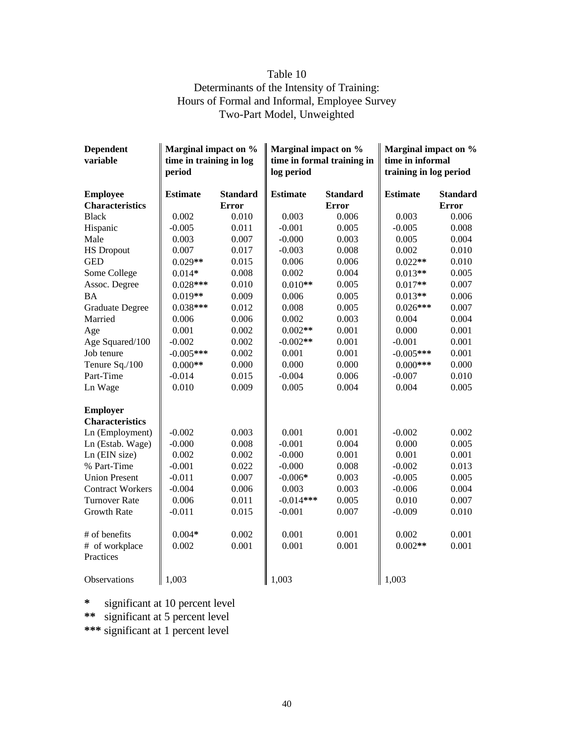Table 10
Determinants of the Intensity of Training:
Hours of Formal and Informal, Employee Survey
Two-Part Model, Unweighted

| **Dependent variable** | **Marginal impact on % time in training in log period** | | **Marginal impact on % time in formal training in log period** | | **Marginal impact on % time in informal training in log period** | |
|---|---|---|---|---|---|---|
| **Employee Characteristics** | **Estimate** | **Standard Error** | **Estimate** | **Standard Error** | **Estimate** | **Standard Error** |
| Black | 0.002 | 0.010 | 0.003 | 0.006 | 0.003 | 0.006 |
| Hispanic | -0.005 | 0.011 | -0.001 | 0.005 | -0.005 | 0.008 |
| Male | 0.003 | 0.007 | -0.000 | 0.003 | 0.005 | 0.004 |
| HS Dropout | 0.007 | 0.017 | -0.003 | 0.008 | 0.002 | 0.010 |
| GED | 0.029** | 0.015 | 0.006 | 0.006 | 0.022** | 0.010 |
| Some College | 0.014* | 0.008 | 0.002 | 0.004 | 0.013** | 0.005 |
| Assoc. Degree | 0.028*** | 0.010 | 0.010** | 0.005 | 0.017** | 0.007 |
| BA | 0.019** | 0.009 | 0.006 | 0.005 | 0.013** | 0.006 |
| Graduate Degree | 0.038*** | 0.012 | 0.008 | 0.005 | 0.026*** | 0.007 |
| Married | 0.006 | 0.006 | 0.002 | 0.003 | 0.004 | 0.004 |
| Age | 0.001 | 0.002 | 0.002** | 0.001 | 0.000 | 0.001 |
| Age Squared/100 | -0.002 | 0.002 | -0.002** | 0.001 | -0.001 | 0.001 |
| Job tenure | -0.005*** | 0.002 | 0.001 | 0.001 | -0.005*** | 0.001 |
| Tenure Sq./100 | 0.000** | 0.000 | 0.000 | 0.000 | 0.000*** | 0.000 |
| Part-Time | -0.014 | 0.015 | -0.004 | 0.006 | -0.007 | 0.010 |
| Ln Wage | 0.010 | 0.009 | 0.005 | 0.004 | 0.004 | 0.005 |
| **Employer Characteristics** | | | | | | |
| Ln (Employment) | -0.002 | 0.003 | 0.001 | 0.001 | -0.002 | 0.002 |
| Ln (Estab. Wage) | -0.000 | 0.008 | -0.001 | 0.004 | 0.000 | 0.005 |
| Ln (EIN size) | 0.002 | 0.002 | -0.000 | 0.001 | 0.001 | 0.001 |
| % Part-Time | -0.001 | 0.022 | -0.000 | 0.008 | -0.002 | 0.013 |
| Union Present | -0.011 | 0.007 | -0.006* | 0.003 | -0.005 | 0.005 |
| Contract Workers | -0.004 | 0.006 | 0.003 | 0.003 | -0.006 | 0.004 |
| Turnover Rate | 0.006 | 0.011 | -0.014*** | 0.005 | 0.010 | 0.007 |
| Growth Rate | -0.011 | 0.015 | -0.001 | 0.007 | -0.009 | 0.010 |
| # of benefits | 0.004* | 0.002 | 0.001 | 0.001 | 0.002 | 0.001 |
| # of workplace Practices | 0.002 | 0.001 | 0.001 | 0.001 | 0.002** | 0.001 |
| Observations | 1,003 | | 1,003 | | 1,003 | |

\* significant at 10 percent level
\** significant at 5 percent level
\*** significant at 1 percent level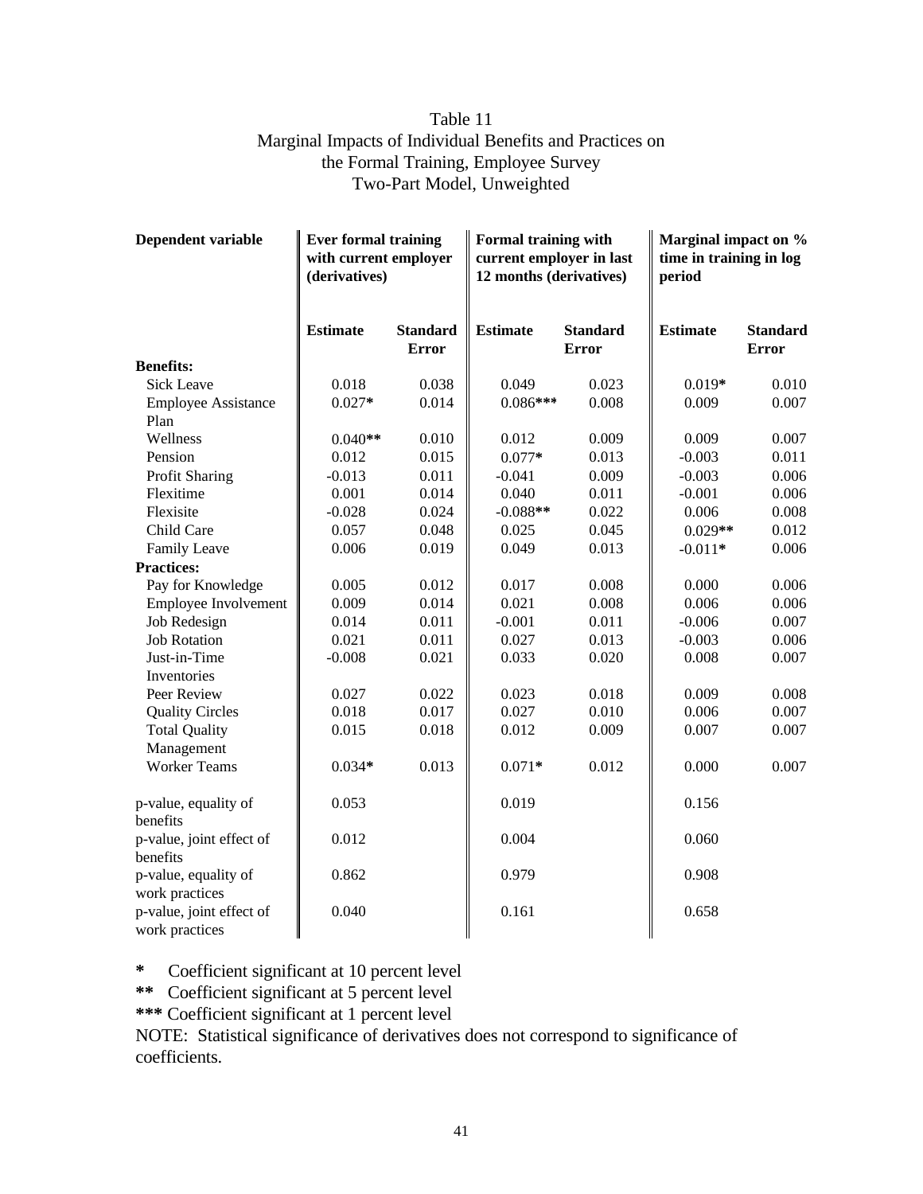# Table 11
## Marginal Impacts of Individual Benefits and Practices on the Formal Training, Employee Survey
### Two-Part Model, Unweighted

| Dependent variable | Ever formal training with current employer (derivatives) | | Formal training with current employer in last 12 months (derivatives) | | Marginal impact on % time in training in log period | |
|---|---|---|---|---|---|---|
| | **Estimate** | **Standard Error** | **Estimate** | **Standard Error** | **Estimate** | **Standard Error** |
| **Benefits:** | | | | | | |
| Sick Leave | 0.018 | 0.038 | 0.049 | 0.023 | 0.019* | 0.010 |
| Employee Assistance Plan | 0.027* | 0.014 | 0.086*** | 0.008 | 0.009 | 0.007 |
| Wellness | 0.040** | 0.010 | 0.012 | 0.009 | 0.009 | 0.007 |
| Pension | 0.012 | 0.015 | 0.077* | 0.013 | -0.003 | 0.011 |
| Profit Sharing | -0.013 | 0.011 | -0.041 | 0.009 | -0.003 | 0.006 |
| Flexitime | 0.001 | 0.014 | 0.040 | 0.011 | -0.001 | 0.006 |
| Flexisite | -0.028 | 0.024 | -0.088** | 0.022 | 0.006 | 0.008 |
| Child Care | 0.057 | 0.048 | 0.025 | 0.045 | 0.029** | 0.012 |
| Family Leave | 0.006 | 0.019 | 0.049 | 0.013 | -0.011* | 0.006 |
| **Practices:** | | | | | | |
| Pay for Knowledge | 0.005 | 0.012 | 0.017 | 0.008 | 0.000 | 0.006 |
| Employee Involvement | 0.009 | 0.014 | 0.021 | 0.008 | 0.006 | 0.006 |
| Job Redesign | 0.014 | 0.011 | -0.001 | 0.011 | -0.006 | 0.007 |
| Job Rotation | 0.021 | 0.011 | 0.027 | 0.013 | -0.003 | 0.006 |
| Just-in-Time Inventories | -0.008 | 0.021 | 0.033 | 0.020 | 0.008 | 0.007 |
| Peer Review | 0.027 | 0.022 | 0.023 | 0.018 | 0.009 | 0.008 |
| Quality Circles | 0.018 | 0.017 | 0.027 | 0.010 | 0.006 | 0.007 |
| Total Quality Management | 0.015 | 0.018 | 0.012 | 0.009 | 0.007 | 0.007 |
| Worker Teams | 0.034* | 0.013 | 0.071* | 0.012 | 0.000 | 0.007 |
| p-value, equality of benefits | 0.053 | | 0.019 | | 0.156 | |
| p-value, joint effect of benefits | 0.012 | | 0.004 | | 0.060 | |
| p-value, equality of work practices | 0.862 | | 0.979 | | 0.908 | |
| p-value, joint effect of work practices | 0.040 | | 0.161 | | 0.658 | |

\* Coefficient significant at 10 percent level

\*\* Coefficient significant at 5 percent level

\*\*\* Coefficient significant at 1 percent level

NOTE: Statistical significance of derivatives does not correspond to significance of coefficients.